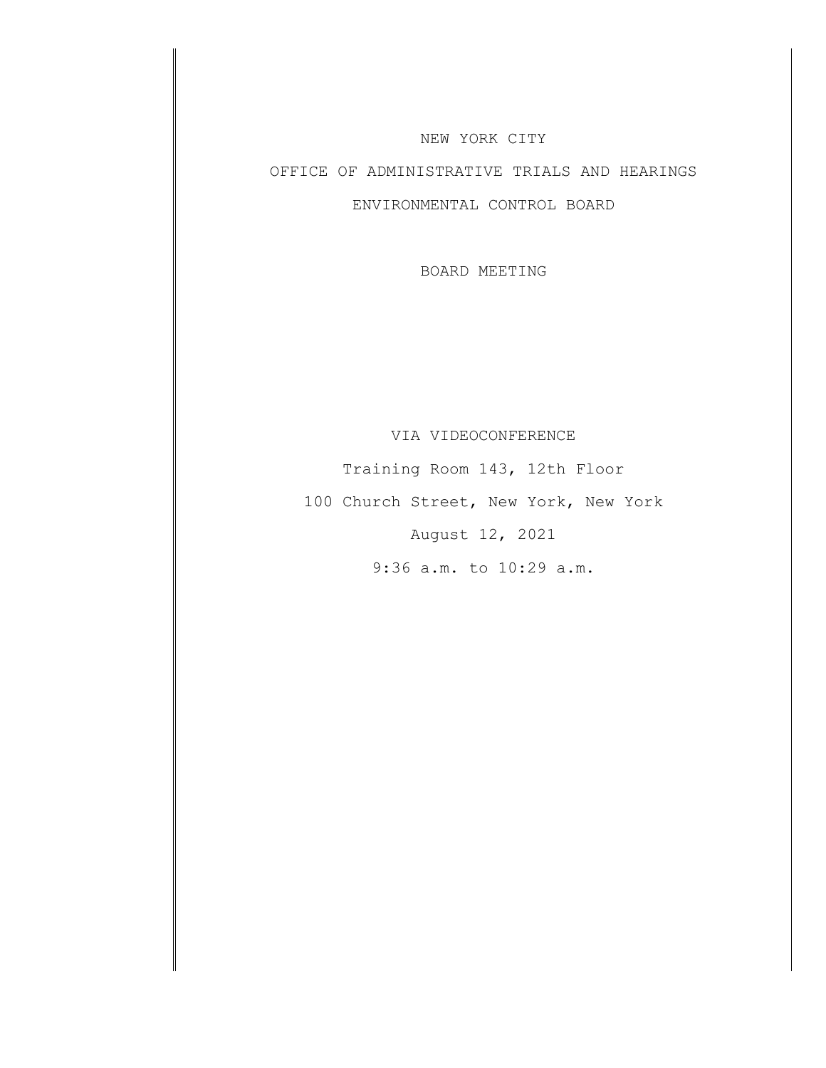NEW YORK CITY

OFFICE OF ADMINISTRATIVE TRIALS AND HEARINGS

ENVIRONMENTAL CONTROL BOARD

BOARD MEETING

VIA VIDEOCONFERENCE

Training Room 143, 12th Floor

100 Church Street, New York, New York

August 12, 2021

9:36 a.m. to 10:29 a.m.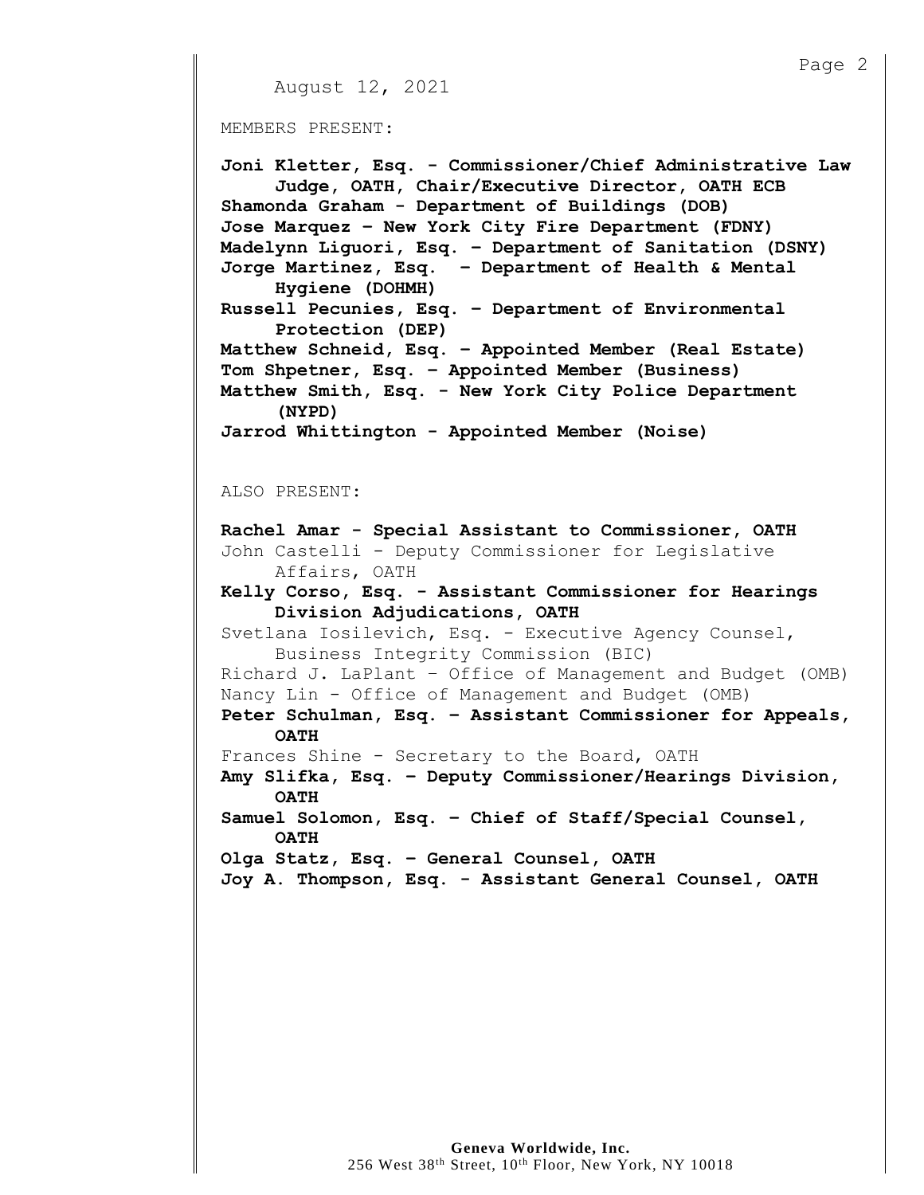August 12, 2021

MEMBERS PRESENT:

**Joni Kletter, Esq. - Commissioner/Chief Administrative Law Judge, OATH, Chair/Executive Director, OATH ECB**
**Shamonda Graham - Department of Buildings (DOB)**
**Jose Marquez – New York City Fire Department (FDNY)**
**Madelynn Liguori, Esq. – Department of Sanitation (DSNY)**
**Jorge Martinez, Esq. – Department of Health & Mental Hygiene (DOHMH)**
**Russell Pecunies, Esq. – Department of Environmental Protection (DEP)**
**Matthew Schneid, Esq. – Appointed Member (Real Estate)**
**Tom Shpetner, Esq. – Appointed Member (Business)**
**Matthew Smith, Esq. - New York City Police Department (NYPD)**
**Jarrod Whittington - Appointed Member (Noise)**

ALSO PRESENT:

**Rachel Amar - Special Assistant to Commissioner, OATH**
John Castelli - Deputy Commissioner for Legislative Affairs, OATH
**Kelly Corso, Esq. - Assistant Commissioner for Hearings Division Adjudications, OATH**
Svetlana Iosilevich, Esq. - Executive Agency Counsel, Business Integrity Commission (BIC)
Richard J. LaPlant – Office of Management and Budget (OMB)
Nancy Lin - Office of Management and Budget (OMB)
**Peter Schulman, Esq. – Assistant Commissioner for Appeals, OATH**
Frances Shine - Secretary to the Board, OATH
**Amy Slifka, Esq. – Deputy Commissioner/Hearings Division, OATH**
**Samuel Solomon, Esq. – Chief of Staff/Special Counsel, OATH**
**Olga Statz, Esq. – General Counsel, OATH**
**Joy A. Thompson, Esq. - Assistant General Counsel, OATH**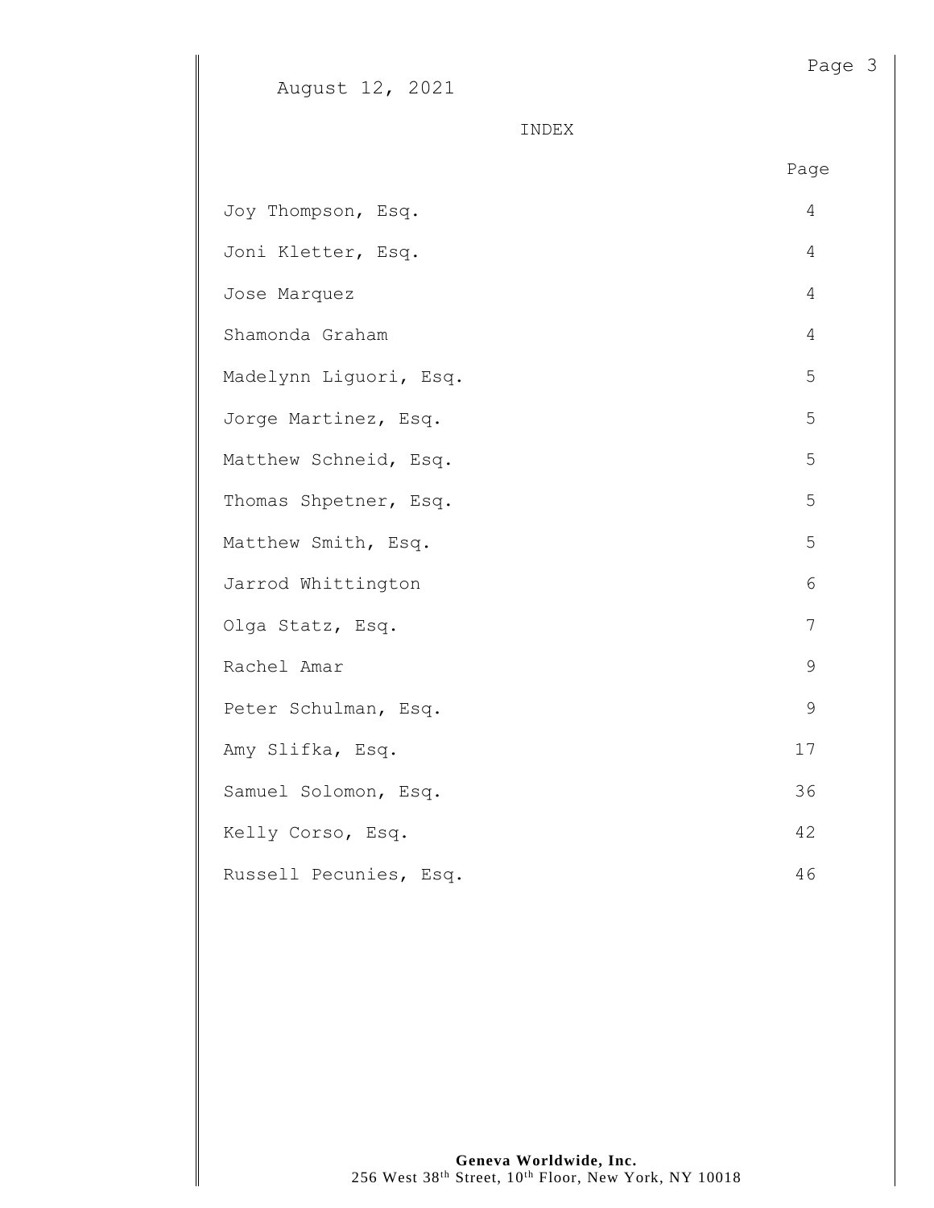August 12, 2021

INDEX

| | Page |
|---|---|
| Joy Thompson, Esq. | 4 |
| Joni Kletter, Esq. | 4 |
| Jose Marquez | 4 |
| Shamonda Graham | 4 |
| Madelynn Liguori, Esq. | 5 |
| Jorge Martinez, Esq. | 5 |
| Matthew Schneid, Esq. | 5 |
| Thomas Shpetner, Esq. | 5 |
| Matthew Smith, Esq. | 5 |
| Jarrod Whittington | 6 |
| Olga Statz, Esq. | 7 |
| Rachel Amar | 9 |
| Peter Schulman, Esq. | 9 |
| Amy Slifka, Esq. | 17 |
| Samuel Solomon, Esq. | 36 |
| Kelly Corso, Esq. | 42 |
| Russell Pecunies, Esq. | 46 |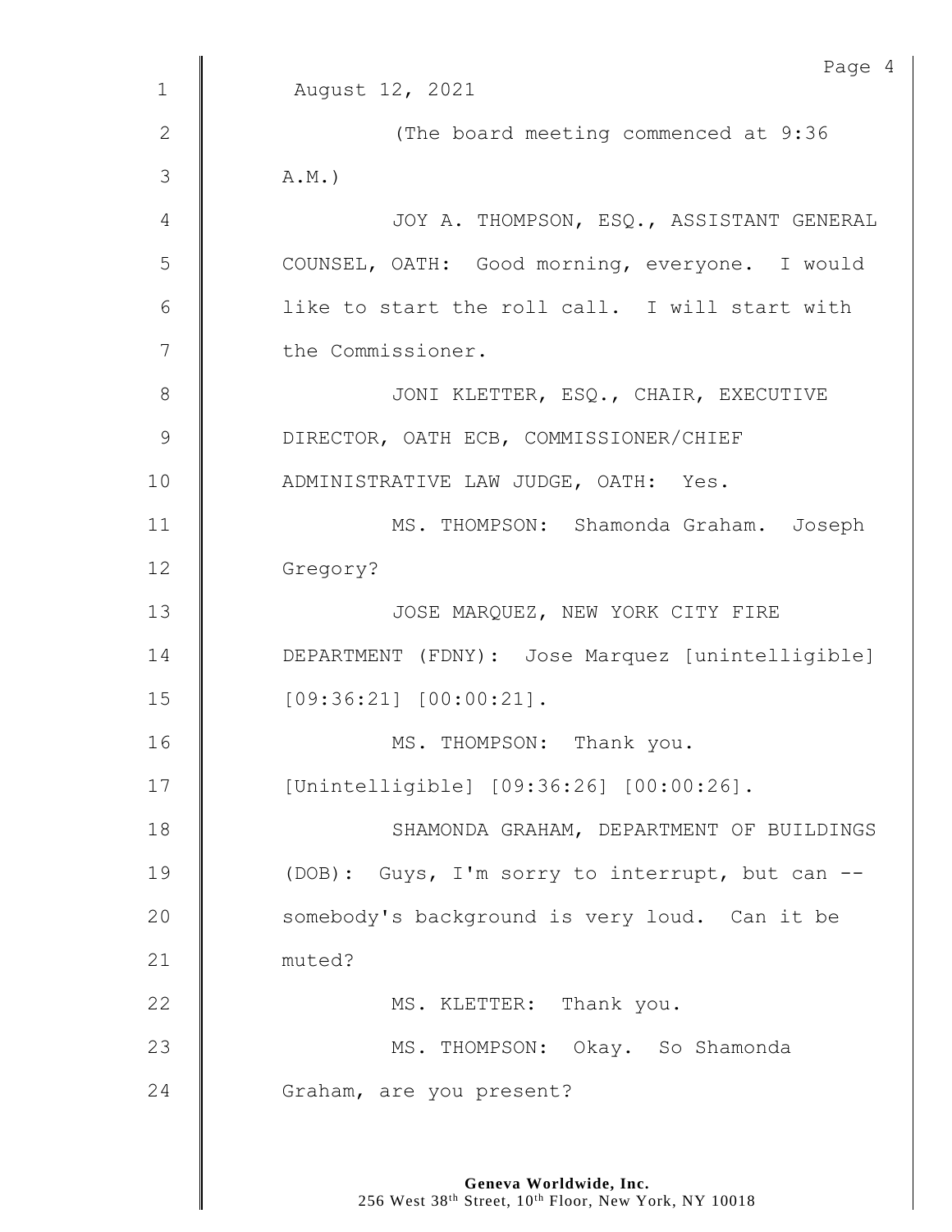August 12, 2021

(The board meeting commenced at 9:36 A.M.)

JOY A. THOMPSON, ESQ., ASSISTANT GENERAL COUNSEL, OATH: Good morning, everyone. I would like to start the roll call. I will start with the Commissioner.

JONI KLETTER, ESQ., CHAIR, EXECUTIVE DIRECTOR, OATH ECB, COMMISSIONER/CHIEF ADMINISTRATIVE LAW JUDGE, OATH: Yes.

MS. THOMPSON: Shamonda Graham. Joseph Gregory?

JOSE MARQUEZ, NEW YORK CITY FIRE DEPARTMENT (FDNY): Jose Marquez [unintelligible] [09:36:21] [00:00:21].

MS. THOMPSON: Thank you. [Unintelligible] [09:36:26] [00:00:26].

SHAMONDA GRAHAM, DEPARTMENT OF BUILDINGS (DOB): Guys, I'm sorry to interrupt, but can -- somebody's background is very loud. Can it be muted?

MS. KLETTER: Thank you.

MS. THOMPSON: Okay. So Shamonda Graham, are you present?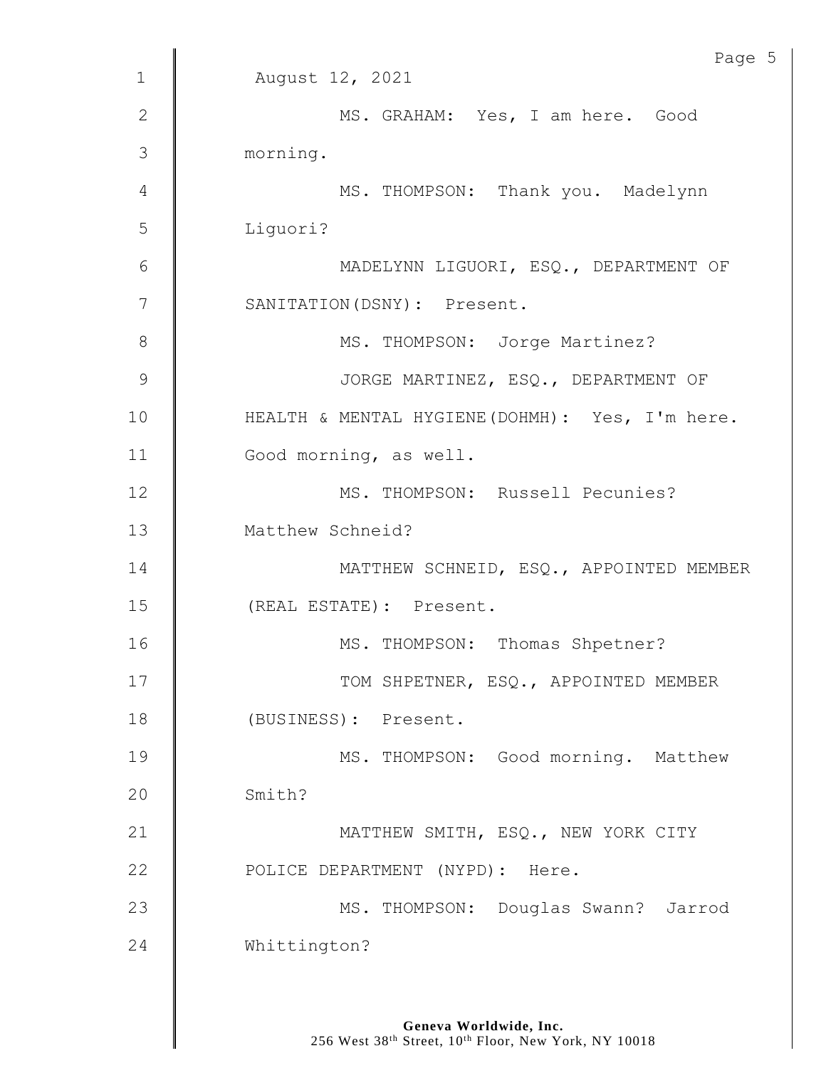August 12, 2021

MS. GRAHAM: Yes, I am here. Good morning.

MS. THOMPSON: Thank you. Madelynn Liguori?

MADELYNN LIGUORI, ESQ., DEPARTMENT OF SANITATION(DSNY): Present.

MS. THOMPSON: Jorge Martinez?

JORGE MARTINEZ, ESQ., DEPARTMENT OF HEALTH & MENTAL HYGIENE(DOHMH): Yes, I'm here. Good morning, as well.

MS. THOMPSON: Russell Pecunies? Matthew Schneid?

MATTHEW SCHNEID, ESQ., APPOINTED MEMBER (REAL ESTATE): Present.

MS. THOMPSON: Thomas Shpetner?

TOM SHPETNER, ESQ., APPOINTED MEMBER (BUSINESS): Present.

MS. THOMPSON: Good morning. Matthew Smith?

MATTHEW SMITH, ESQ., NEW YORK CITY POLICE DEPARTMENT (NYPD): Here.

MS. THOMPSON: Douglas Swann? Jarrod Whittington?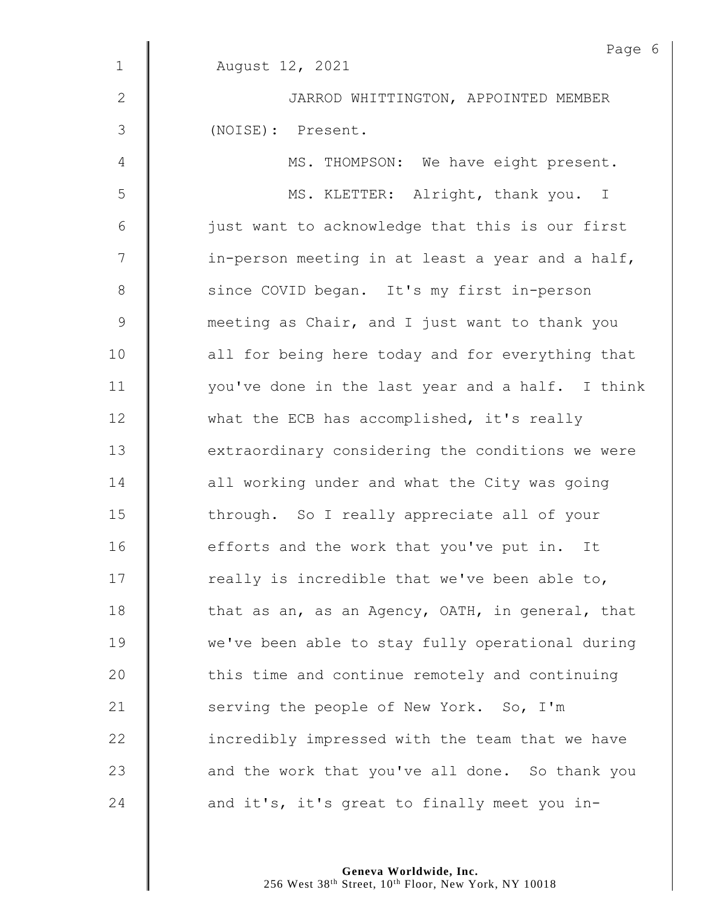August 12, 2021

JARROD WHITTINGTON, APPOINTED MEMBER (NOISE): Present.

MS. THOMPSON: We have eight present.

MS. KLETTER: Alright, thank you. I just want to acknowledge that this is our first in-person meeting in at least a year and a half, since COVID began. It's my first in-person meeting as Chair, and I just want to thank you all for being here today and for everything that you've done in the last year and a half. I think what the ECB has accomplished, it's really extraordinary considering the conditions we were all working under and what the City was going through. So I really appreciate all of your efforts and the work that you've put in. It really is incredible that we've been able to, that as an, as an Agency, OATH, in general, that we've been able to stay fully operational during this time and continue remotely and continuing serving the people of New York. So, I'm incredibly impressed with the team that we have and the work that you've all done. So thank you and it's, it's great to finally meet you in-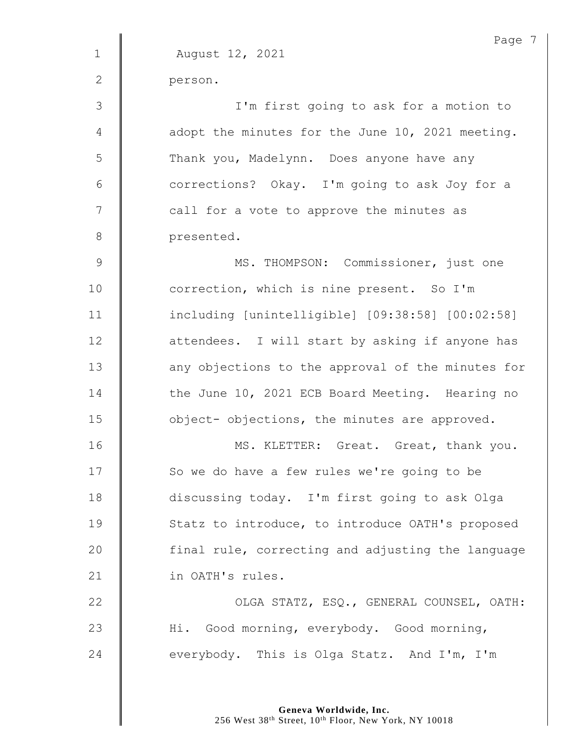August 12, 2021

person.

I'm first going to ask for a motion to adopt the minutes for the June 10, 2021 meeting. Thank you, Madelynn. Does anyone have any corrections? Okay. I'm going to ask Joy for a call for a vote to approve the minutes as presented.

MS. THOMPSON: Commissioner, just one correction, which is nine present. So I'm including [unintelligible] [09:38:58] [00:02:58] attendees. I will start by asking if anyone has any objections to the approval of the minutes for the June 10, 2021 ECB Board Meeting. Hearing no object- objections, the minutes are approved.

MS. KLETTER: Great. Great, thank you. So we do have a few rules we're going to be discussing today. I'm first going to ask Olga Statz to introduce, to introduce OATH's proposed final rule, correcting and adjusting the language in OATH's rules.

OLGA STATZ, ESQ., GENERAL COUNSEL, OATH: Hi. Good morning, everybody. Good morning, everybody. This is Olga Statz. And I'm, I'm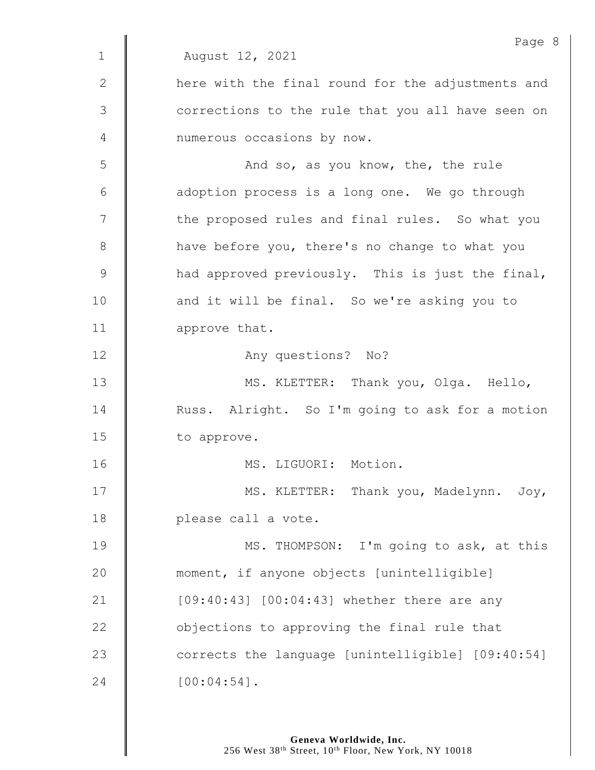August 12, 2021

here with the final round for the adjustments and corrections to the rule that you all have seen on numerous occasions by now.

And so, as you know, the, the rule adoption process is a long one. We go through the proposed rules and final rules. So what you have before you, there's no change to what you had approved previously. This is just the final, and it will be final. So we're asking you to approve that.

Any questions? No?

MS. KLETTER: Thank you, Olga. Hello, Russ. Alright. So I'm going to ask for a motion to approve.

MS. LIGUORI: Motion.

MS. KLETTER: Thank you, Madelynn. Joy, please call a vote.

MS. THOMPSON: I'm going to ask, at this moment, if anyone objects [unintelligible] [09:40:43] [00:04:43] whether there are any objections to approving the final rule that corrects the language [unintelligible] [09:40:54] [00:04:54].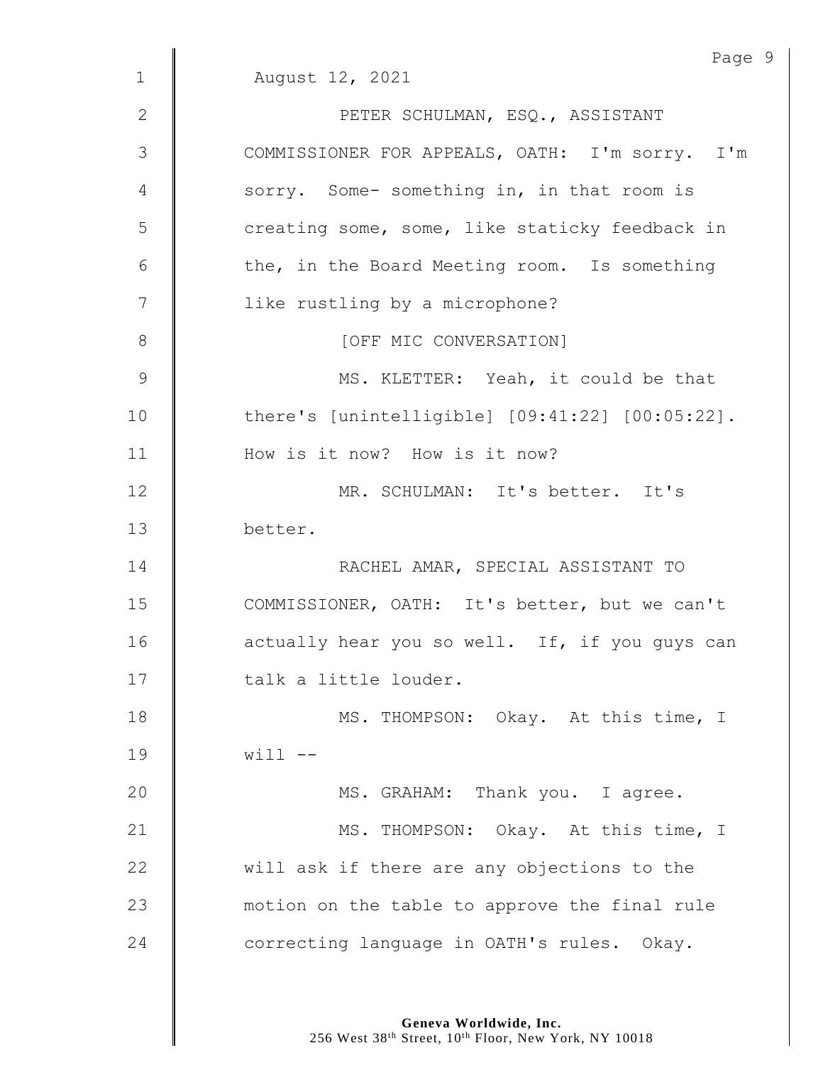August 12, 2021

PETER SCHULMAN, ESQ., ASSISTANT COMMISSIONER FOR APPEALS, OATH: I'm sorry. I'm sorry. Some- something in, in that room is creating some, some, like staticky feedback in the, in the Board Meeting room. Is something like rustling by a microphone?

[OFF MIC CONVERSATION]

MS. KLETTER: Yeah, it could be that there's [unintelligible] [09:41:22] [00:05:22]. How is it now? How is it now?

MR. SCHULMAN: It's better. It's better.

RACHEL AMAR, SPECIAL ASSISTANT TO COMMISSIONER, OATH: It's better, but we can't actually hear you so well. If, if you guys can talk a little louder.

MS. THOMPSON: Okay. At this time, I will --

MS. GRAHAM: Thank you. I agree.

MS. THOMPSON: Okay. At this time, I will ask if there are any objections to the motion on the table to approve the final rule correcting language in OATH's rules. Okay.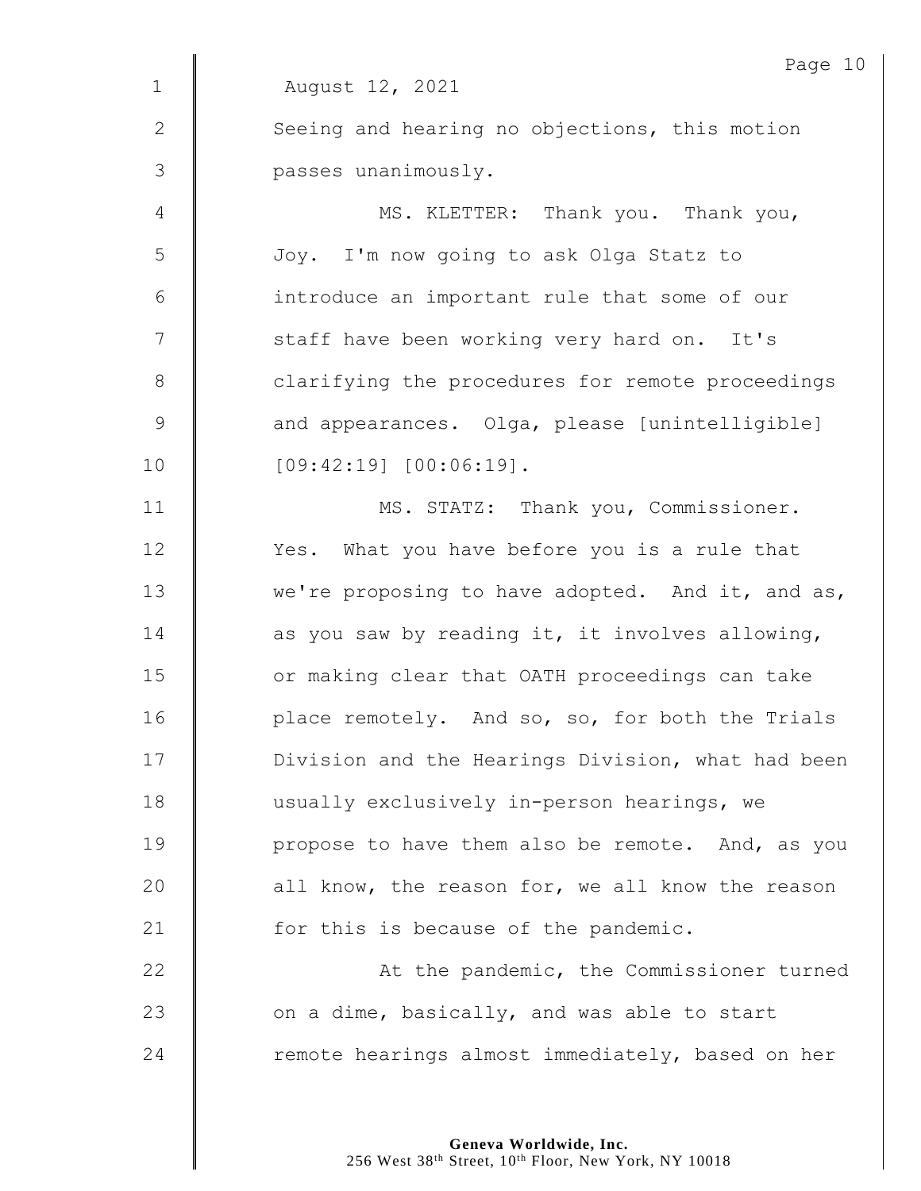August 12, 2021

Seeing and hearing no objections, this motion passes unanimously.

MS. KLETTER: Thank you. Thank you, Joy. I'm now going to ask Olga Statz to introduce an important rule that some of our staff have been working very hard on. It's clarifying the procedures for remote proceedings and appearances. Olga, please [unintelligible] [09:42:19] [00:06:19].

MS. STATZ: Thank you, Commissioner. Yes. What you have before you is a rule that we're proposing to have adopted. And it, and as, as you saw by reading it, it involves allowing, or making clear that OATH proceedings can take place remotely. And so, so, for both the Trials Division and the Hearings Division, what had been usually exclusively in-person hearings, we propose to have them also be remote. And, as you all know, the reason for, we all know the reason for this is because of the pandemic.

At the pandemic, the Commissioner turned on a dime, basically, and was able to start remote hearings almost immediately, based on her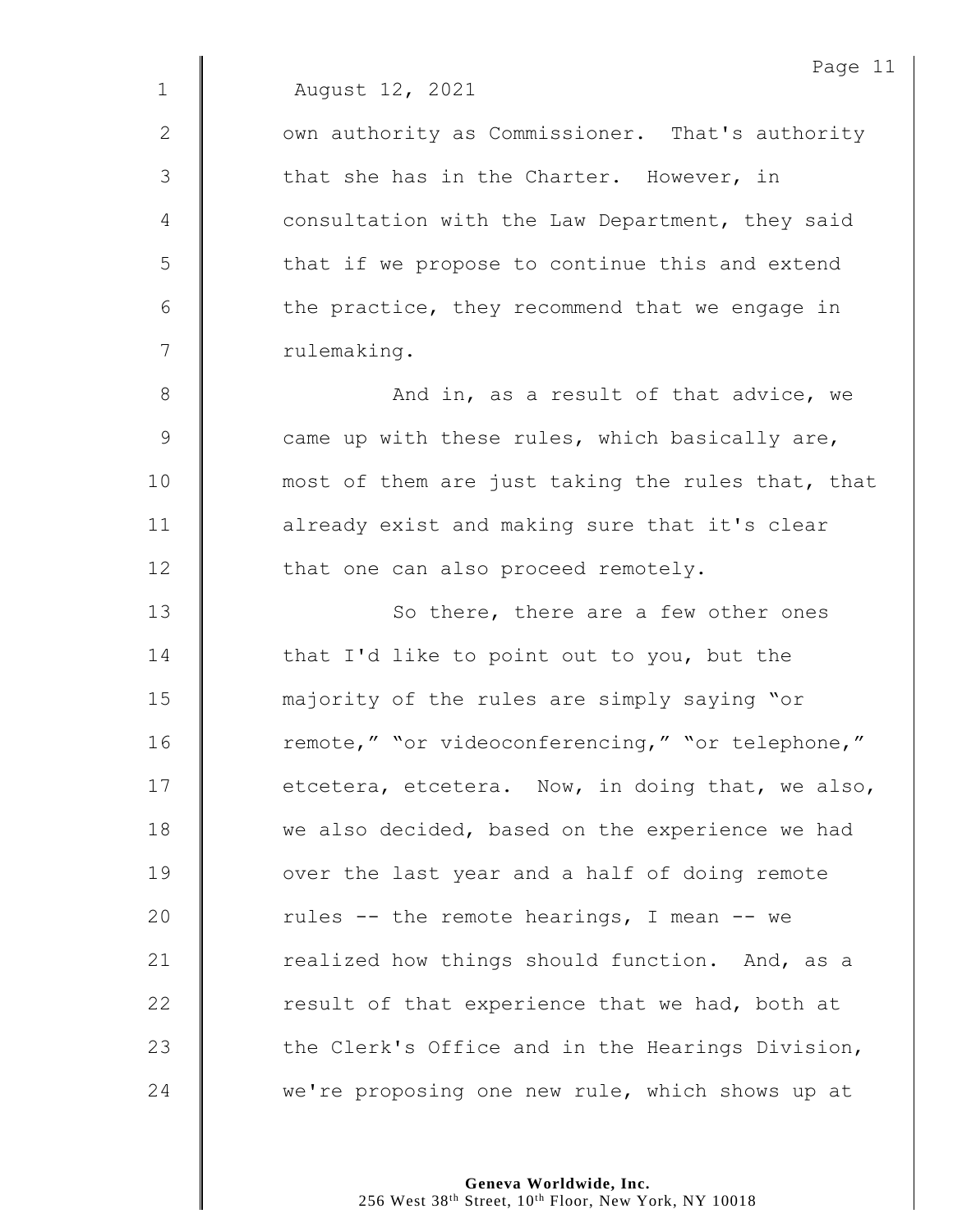August 12, 2021

own authority as Commissioner. That's authority that she has in the Charter. However, in consultation with the Law Department, they said that if we propose to continue this and extend the practice, they recommend that we engage in rulemaking.

And in, as a result of that advice, we came up with these rules, which basically are, most of them are just taking the rules that, that already exist and making sure that it's clear that one can also proceed remotely.

So there, there are a few other ones that I'd like to point out to you, but the majority of the rules are simply saying "or remote," "or videoconferencing," "or telephone," etcetera, etcetera. Now, in doing that, we also, we also decided, based on the experience we had over the last year and a half of doing remote rules -- the remote hearings, I mean -- we realized how things should function. And, as a result of that experience that we had, both at the Clerk's Office and in the Hearings Division, we're proposing one new rule, which shows up at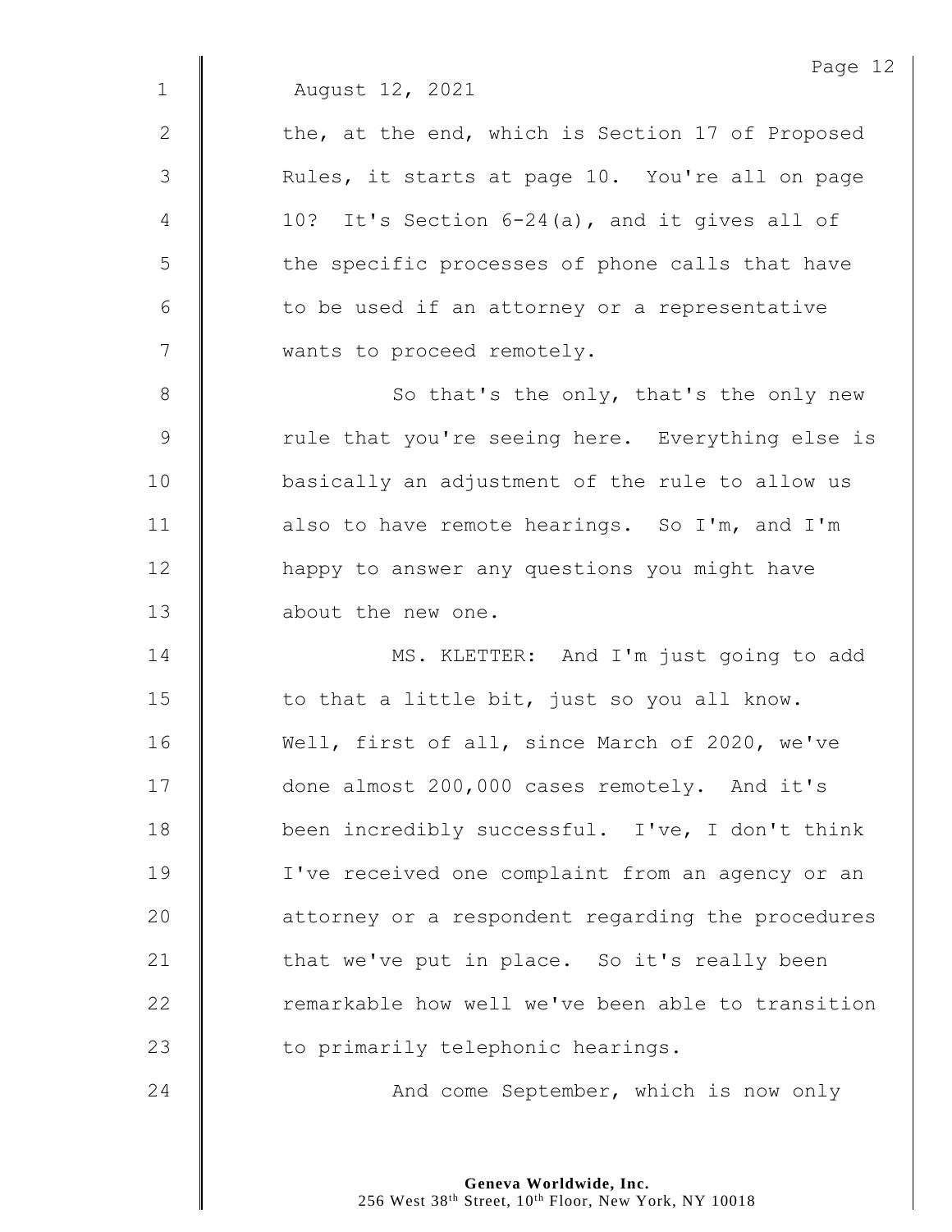August 12, 2021

the, at the end, which is Section 17 of Proposed Rules, it starts at page 10. You're all on page 10? It's Section 6-24(a), and it gives all of the specific processes of phone calls that have to be used if an attorney or a representative wants to proceed remotely.

So that's the only, that's the only new rule that you're seeing here. Everything else is basically an adjustment of the rule to allow us also to have remote hearings. So I'm, and I'm happy to answer any questions you might have about the new one.

MS. KLETTER: And I'm just going to add to that a little bit, just so you all know. Well, first of all, since March of 2020, we've done almost 200,000 cases remotely. And it's been incredibly successful. I've, I don't think I've received one complaint from an agency or an attorney or a respondent regarding the procedures that we've put in place. So it's really been remarkable how well we've been able to transition to primarily telephonic hearings.

And come September, which is now only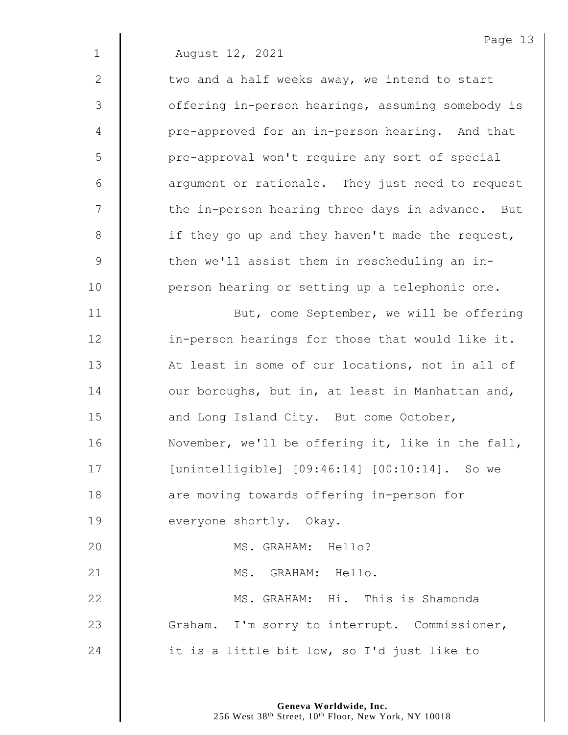August 12, 2021

two and a half weeks away, we intend to start offering in-person hearings, assuming somebody is pre-approved for an in-person hearing. And that pre-approval won't require any sort of special argument or rationale. They just need to request the in-person hearing three days in advance. But if they go up and they haven't made the request, then we'll assist them in rescheduling an in-person hearing or setting up a telephonic one.

But, come September, we will be offering in-person hearings for those that would like it. At least in some of our locations, not in all of our boroughs, but in, at least in Manhattan and, and Long Island City. But come October, November, we'll be offering it, like in the fall, [unintelligible] [09:46:14] [00:10:14]. So we are moving towards offering in-person for everyone shortly. Okay.

MS. GRAHAM: Hello?

MS. GRAHAM: Hello.

MS. GRAHAM: Hi. This is Shamonda Graham. I'm sorry to interrupt. Commissioner, it is a little bit low, so I'd just like to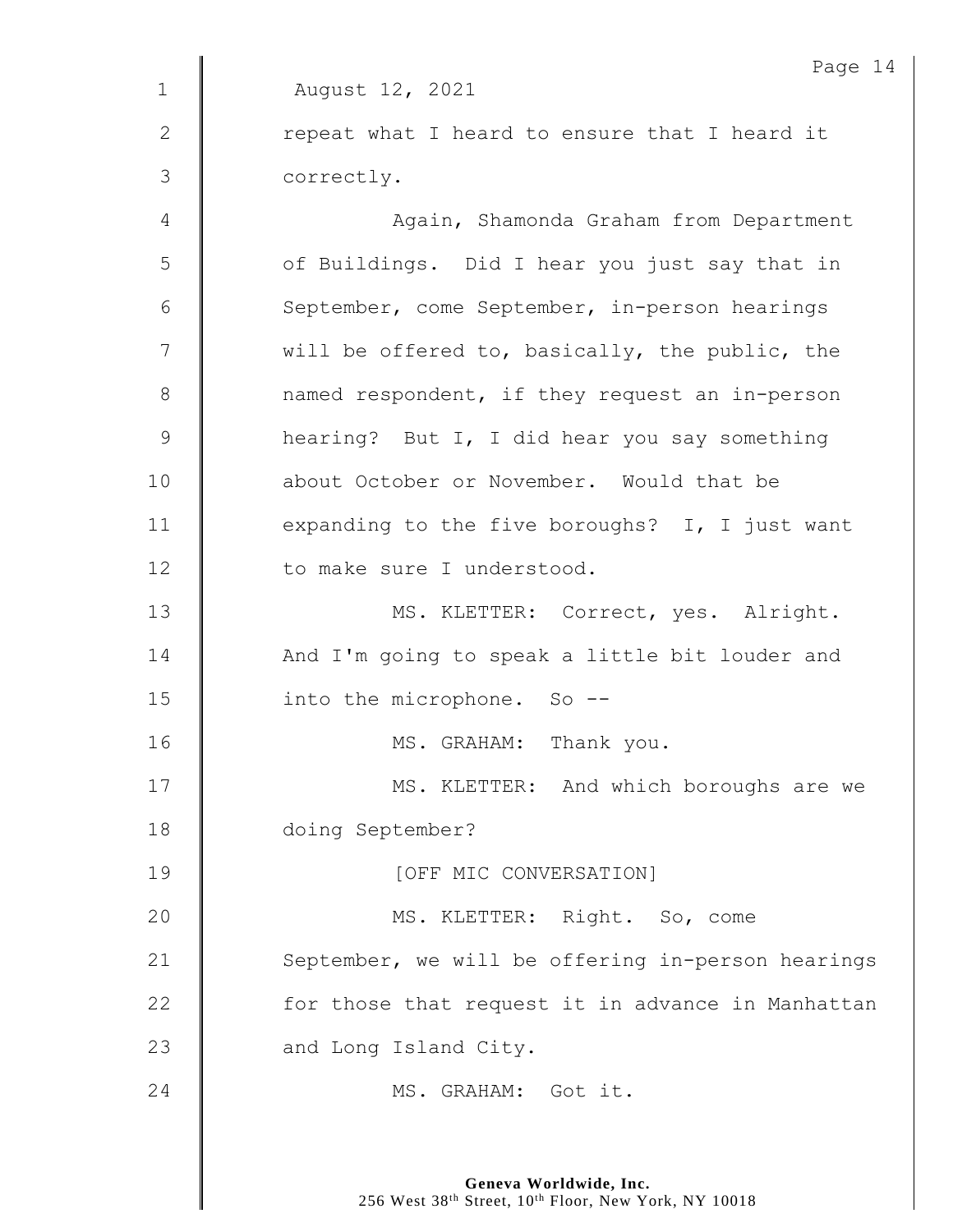August 12, 2021

repeat what I heard to ensure that I heard it correctly.

Again, Shamonda Graham from Department of Buildings. Did I hear you just say that in September, come September, in-person hearings will be offered to, basically, the public, the named respondent, if they request an in-person hearing? But I, I did hear you say something about October or November. Would that be expanding to the five boroughs? I, I just want to make sure I understood.

MS. KLETTER: Correct, yes. Alright. And I'm going to speak a little bit louder and into the microphone. So --

MS. GRAHAM: Thank you.

MS. KLETTER: And which boroughs are we doing September?

[OFF MIC CONVERSATION]

MS. KLETTER: Right. So, come September, we will be offering in-person hearings for those that request it in advance in Manhattan and Long Island City.

MS. GRAHAM: Got it.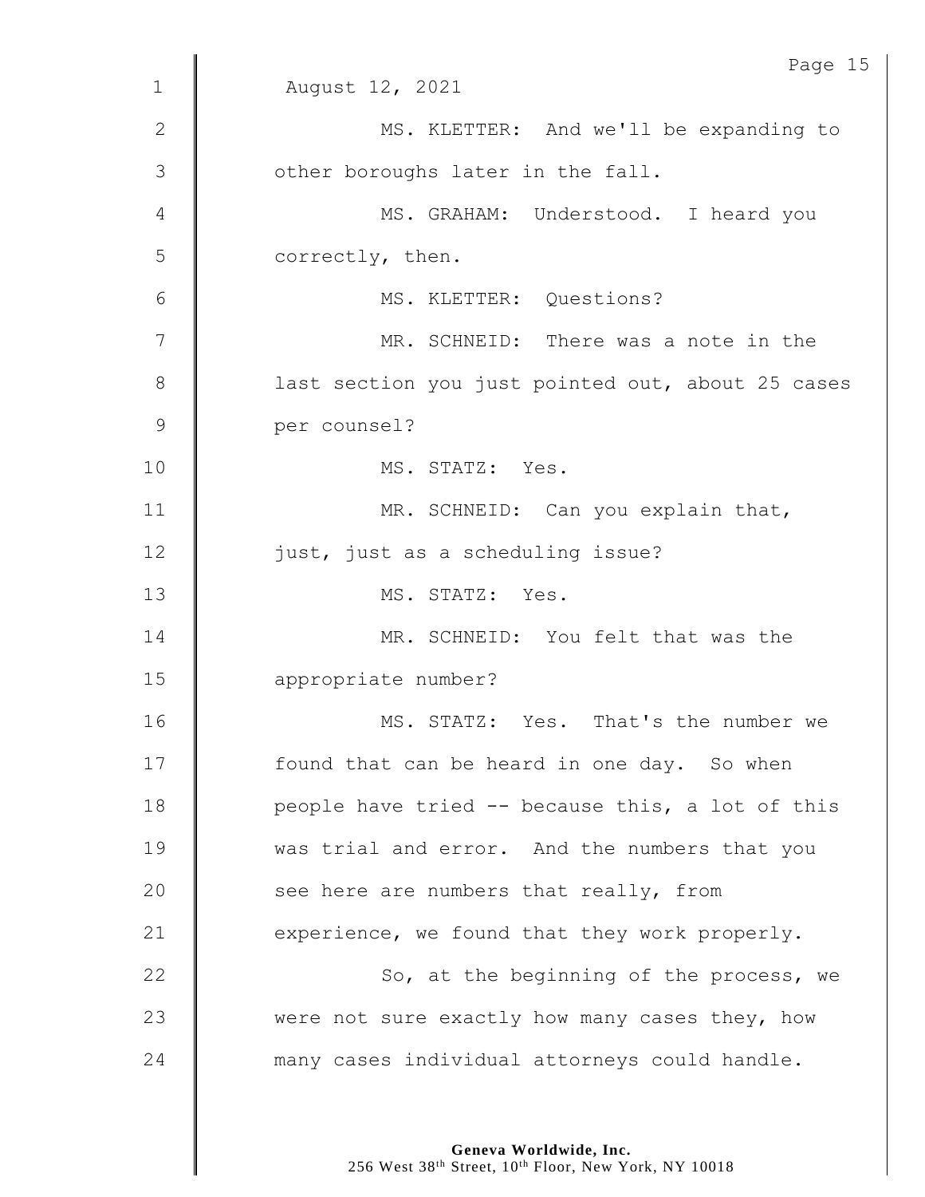August 12, 2021

MS. KLETTER: And we'll be expanding to other boroughs later in the fall.

MS. GRAHAM: Understood. I heard you correctly, then.

MS. KLETTER: Questions?

MR. SCHNEID: There was a note in the last section you just pointed out, about 25 cases per counsel?

MS. STATZ: Yes.

MR. SCHNEID: Can you explain that, just, just as a scheduling issue?

MS. STATZ: Yes.

MR. SCHNEID: You felt that was the appropriate number?

MS. STATZ: Yes. That's the number we found that can be heard in one day. So when people have tried -- because this, a lot of this was trial and error. And the numbers that you see here are numbers that really, from experience, we found that they work properly.

So, at the beginning of the process, we were not sure exactly how many cases they, how many cases individual attorneys could handle.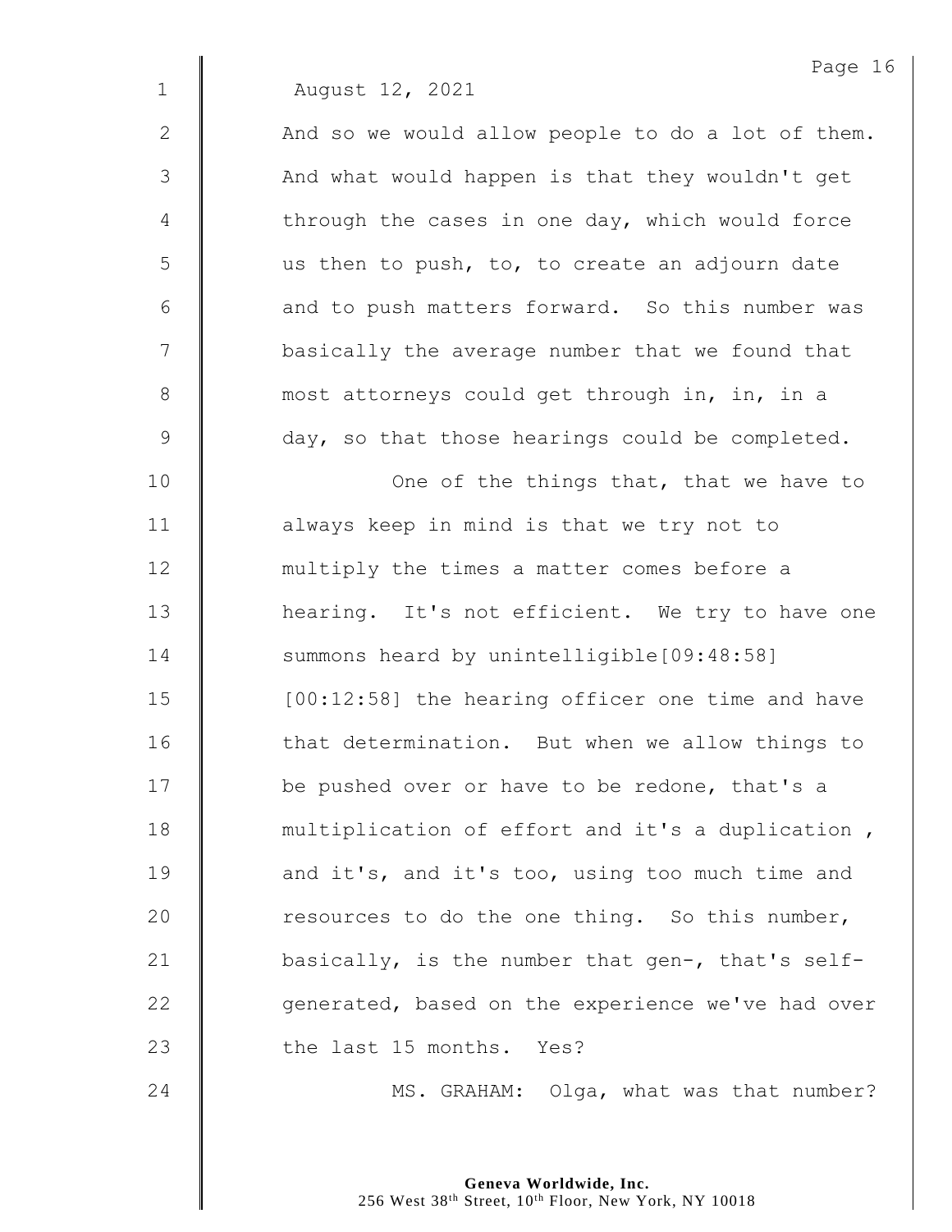August 12, 2021

And so we would allow people to do a lot of them. And what would happen is that they wouldn't get through the cases in one day, which would force us then to push, to, to create an adjourn date and to push matters forward. So this number was basically the average number that we found that most attorneys could get through in, in, in a day, so that those hearings could be completed.

One of the things that, that we have to always keep in mind is that we try not to multiply the times a matter comes before a hearing. It's not efficient. We try to have one summons heard by unintelligible[09:48:58] [00:12:58] the hearing officer one time and have that determination. But when we allow things to be pushed over or have to be redone, that's a multiplication of effort and it's a duplication , and it's, and it's too, using too much time and resources to do the one thing. So this number, basically, is the number that gen-, that's self-generated, based on the experience we've had over the last 15 months. Yes?

MS. GRAHAM: Olga, what was that number?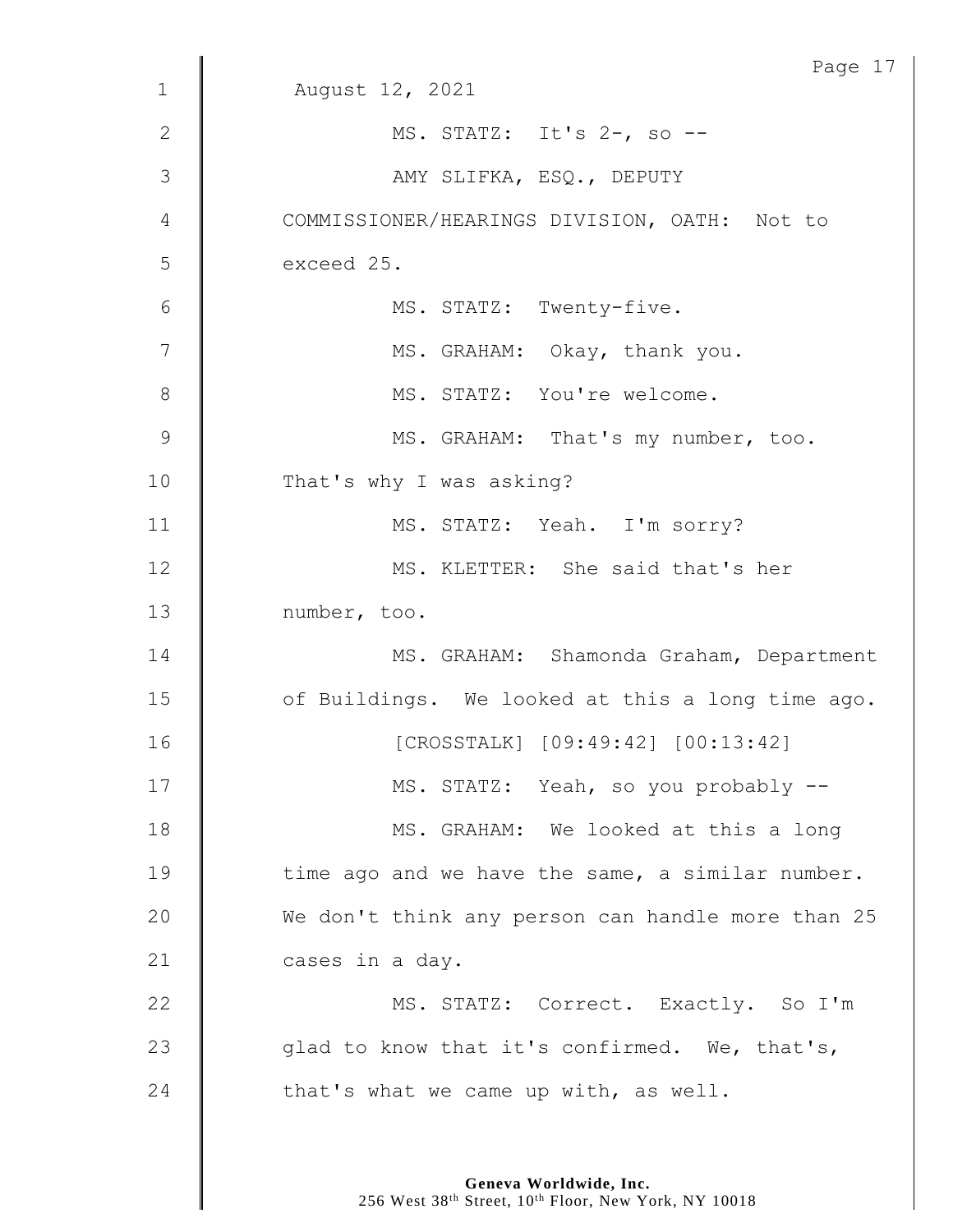August 12, 2021

MS. STATZ: It's 2-, so --

AMY SLIFKA, ESQ., DEPUTY COMMISSIONER/HEARINGS DIVISION, OATH: Not to exceed 25.

MS. STATZ: Twenty-five.

MS. GRAHAM: Okay, thank you.

MS. STATZ: You're welcome.

MS. GRAHAM: That's my number, too. That's why I was asking?

MS. STATZ: Yeah. I'm sorry?

MS. KLETTER: She said that's her number, too.

MS. GRAHAM: Shamonda Graham, Department of Buildings. We looked at this a long time ago.

[CROSSTALK] [09:49:42] [00:13:42]

MS. STATZ: Yeah, so you probably --

MS. GRAHAM: We looked at this a long time ago and we have the same, a similar number. We don't think any person can handle more than 25 cases in a day.

MS. STATZ: Correct. Exactly. So I'm glad to know that it's confirmed. We, that's, that's what we came up with, as well.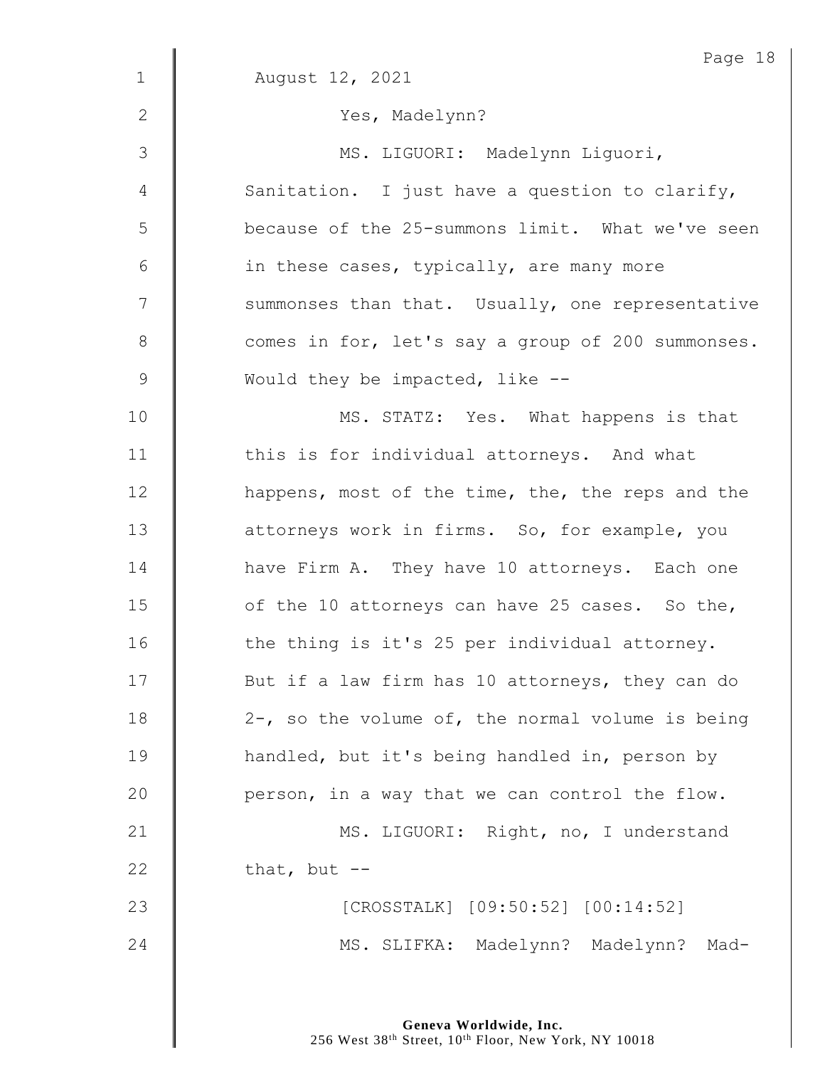August 12, 2021

Yes, Madelynn?

MS. LIGUORI: Madelynn Liguori, Sanitation. I just have a question to clarify, because of the 25-summons limit. What we've seen in these cases, typically, are many more summonses than that. Usually, one representative comes in for, let's say a group of 200 summonses. Would they be impacted, like --

MS. STATZ: Yes. What happens is that this is for individual attorneys. And what happens, most of the time, the, the reps and the attorneys work in firms. So, for example, you have Firm A. They have 10 attorneys. Each one of the 10 attorneys can have 25 cases. So the, the thing is it's 25 per individual attorney. But if a law firm has 10 attorneys, they can do 2-, so the volume of, the normal volume is being handled, but it's being handled in, person by person, in a way that we can control the flow.

MS. LIGUORI: Right, no, I understand that, but --

[CROSSTALK] [09:50:52] [00:14:52]

MS. SLIFKA: Madelynn? Madelynn? Mad-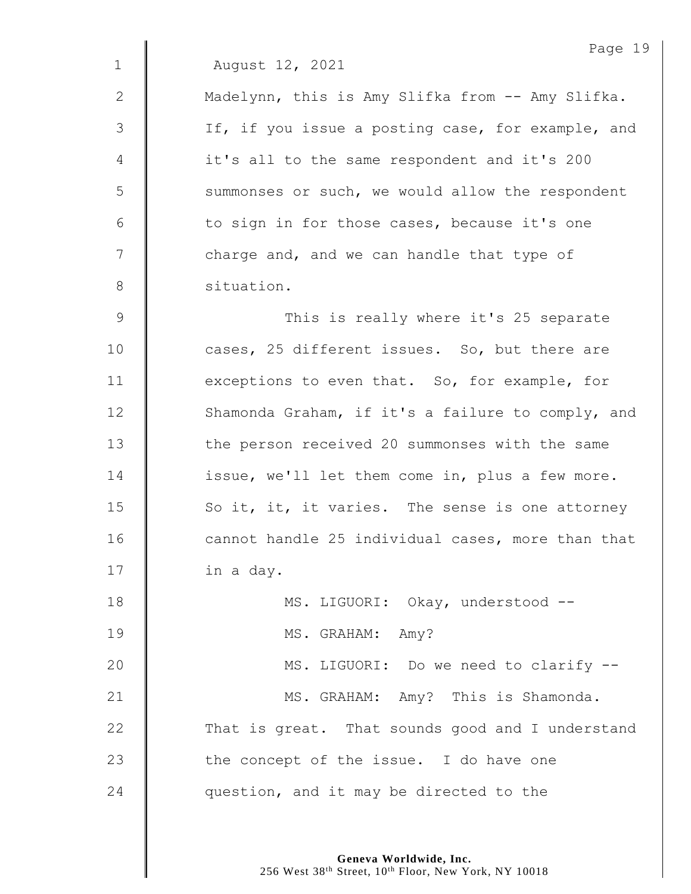August 12, 2021

Madelynn, this is Amy Slifka from -- Amy Slifka. If, if you issue a posting case, for example, and it's all to the same respondent and it's 200 summonses or such, we would allow the respondent to sign in for those cases, because it's one charge and, and we can handle that type of situation.

This is really where it's 25 separate cases, 25 different issues. So, but there are exceptions to even that. So, for example, for Shamonda Graham, if it's a failure to comply, and the person received 20 summonses with the same issue, we'll let them come in, plus a few more. So it, it, it varies. The sense is one attorney cannot handle 25 individual cases, more than that in a day.

MS. LIGUORI: Okay, understood --

MS. GRAHAM: Amy?

MS. LIGUORI: Do we need to clarify --

MS. GRAHAM: Amy? This is Shamonda. That is great. That sounds good and I understand the concept of the issue. I do have one question, and it may be directed to the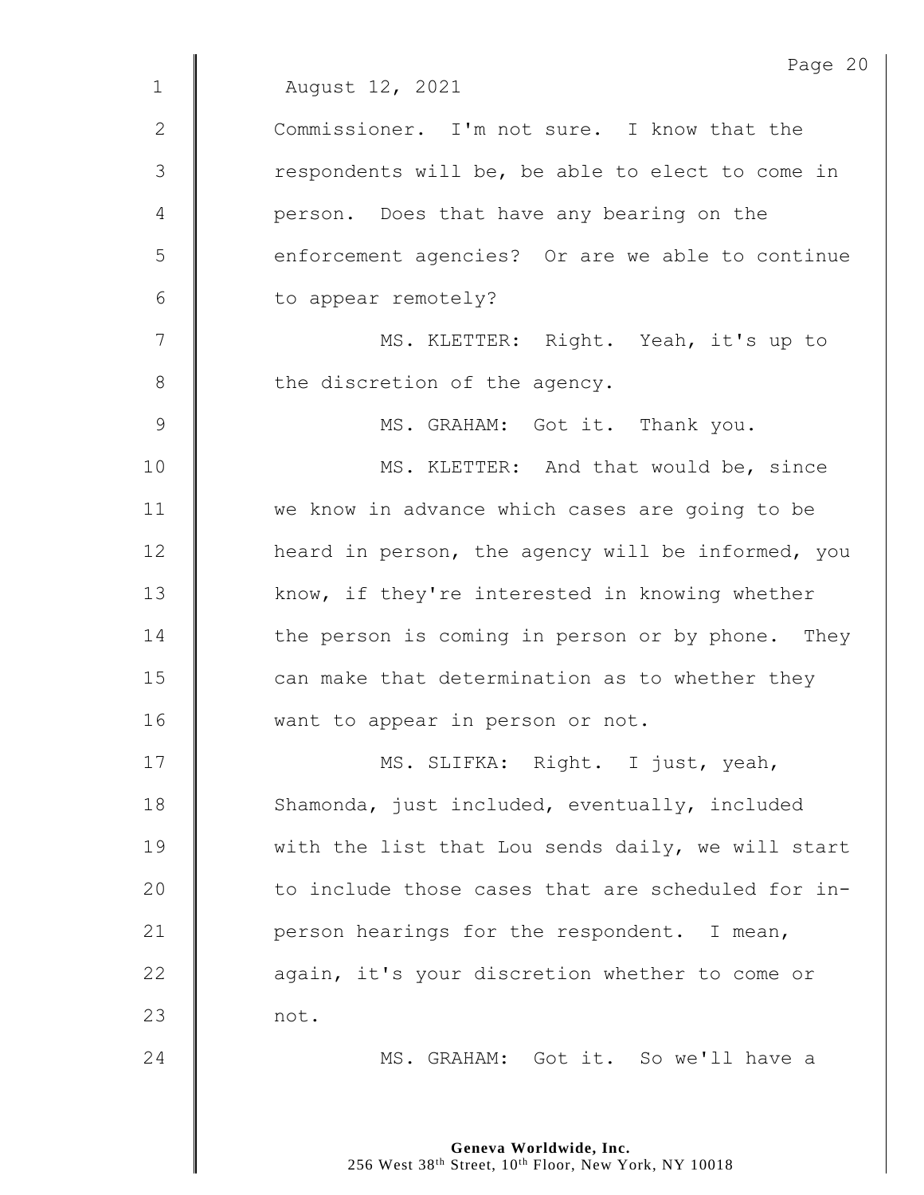August 12, 2021

Commissioner. I'm not sure. I know that the respondents will be, be able to elect to come in person. Does that have any bearing on the enforcement agencies? Or are we able to continue to appear remotely?

MS. KLETTER: Right. Yeah, it's up to the discretion of the agency.

MS. GRAHAM: Got it. Thank you.

MS. KLETTER: And that would be, since we know in advance which cases are going to be heard in person, the agency will be informed, you know, if they're interested in knowing whether the person is coming in person or by phone. They can make that determination as to whether they want to appear in person or not.

MS. SLIFKA: Right. I just, yeah, Shamonda, just included, eventually, included with the list that Lou sends daily, we will start to include those cases that are scheduled for in-person hearings for the respondent. I mean, again, it's your discretion whether to come or not.

MS. GRAHAM: Got it. So we'll have a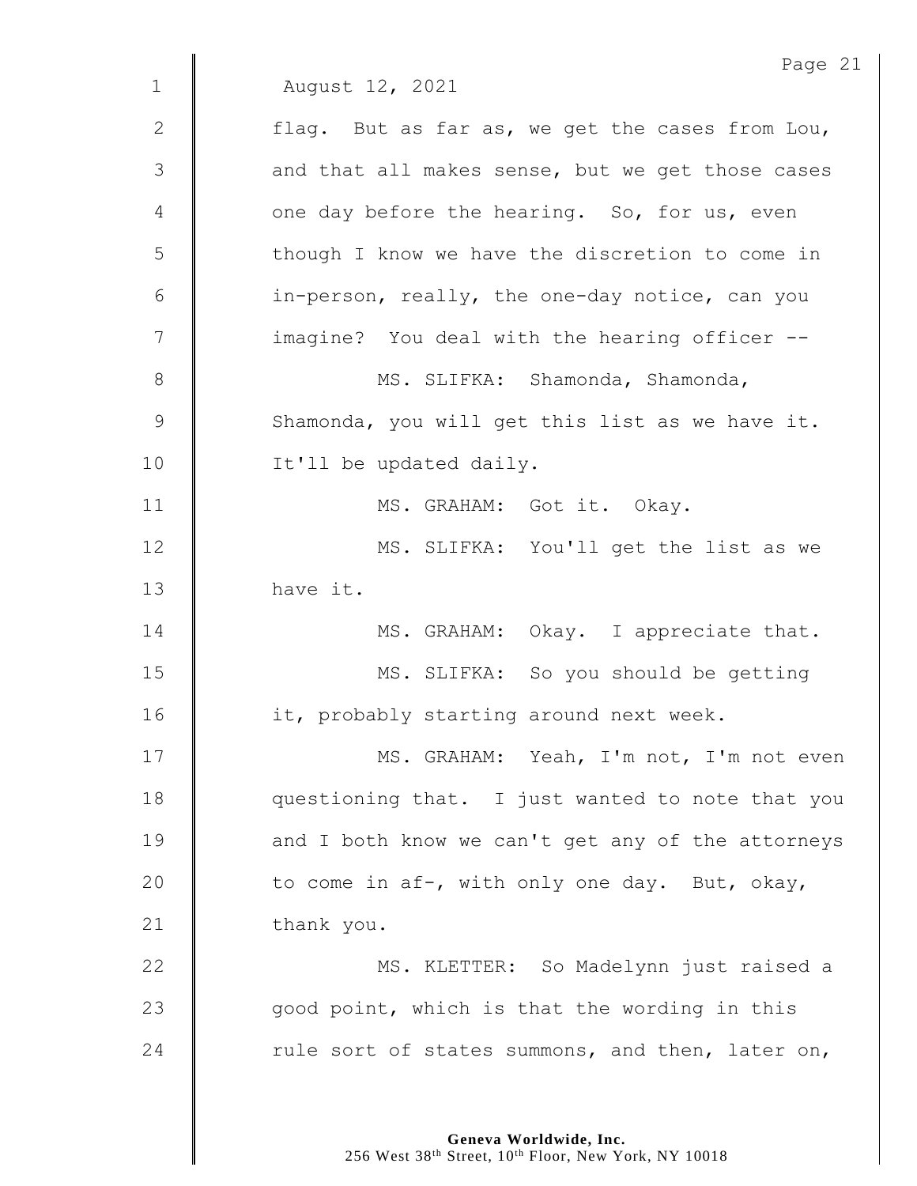August 12, 2021

flag. But as far as, we get the cases from Lou, and that all makes sense, but we get those cases one day before the hearing. So, for us, even though I know we have the discretion to come in in-person, really, the one-day notice, can you imagine? You deal with the hearing officer --

MS. SLIFKA: Shamonda, Shamonda, Shamonda, you will get this list as we have it. It'll be updated daily.

MS. GRAHAM: Got it. Okay.

MS. SLIFKA: You'll get the list as we have it.

MS. GRAHAM: Okay. I appreciate that.

MS. SLIFKA: So you should be getting it, probably starting around next week.

MS. GRAHAM: Yeah, I'm not, I'm not even questioning that. I just wanted to note that you and I both know we can't get any of the attorneys to come in af-, with only one day. But, okay, thank you.

MS. KLETTER: So Madelynn just raised a good point, which is that the wording in this rule sort of states summons, and then, later on,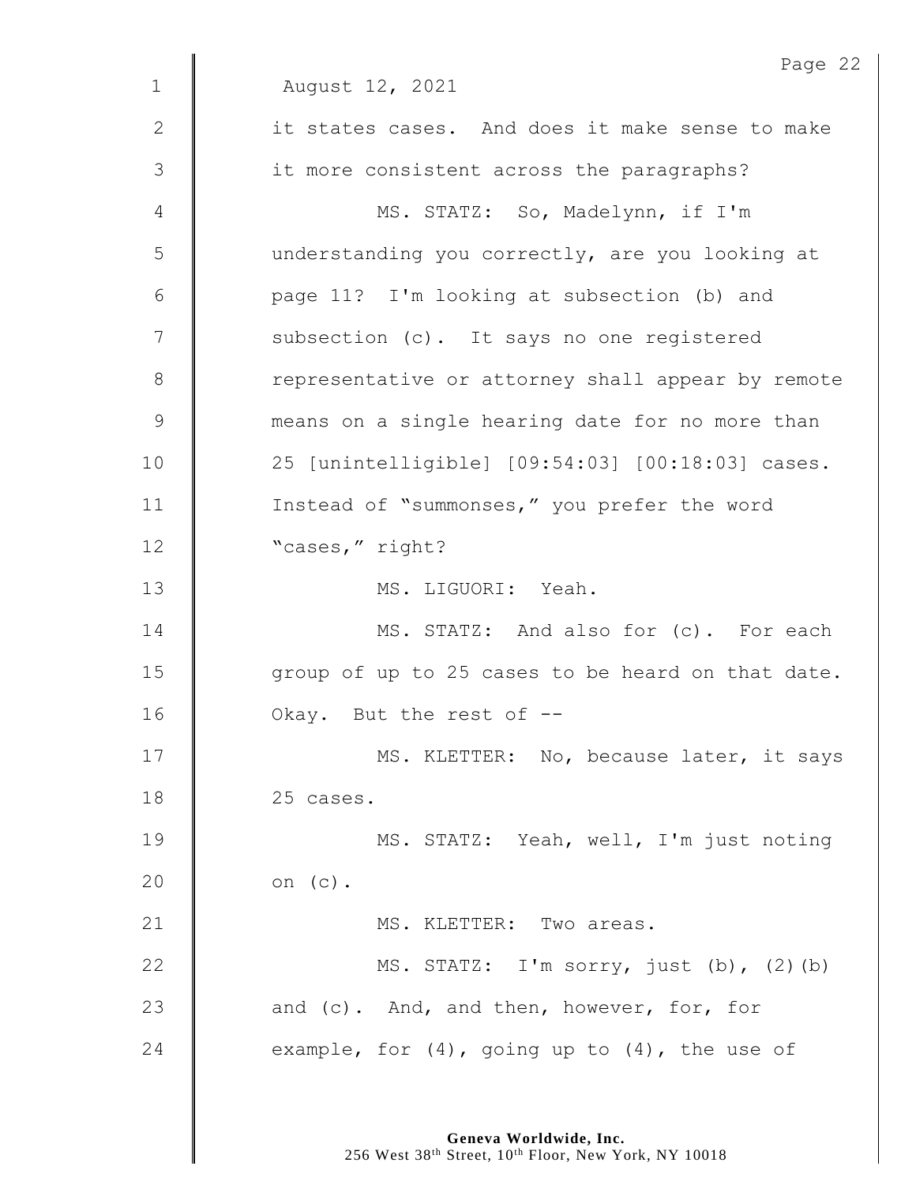August 12, 2021

it states cases. And does it make sense to make it more consistent across the paragraphs?

MS. STATZ: So, Madelynn, if I'm understanding you correctly, are you looking at page 11? I'm looking at subsection (b) and subsection (c). It says no one registered representative or attorney shall appear by remote means on a single hearing date for no more than 25 [unintelligible] [09:54:03] [00:18:03] cases. Instead of "summonses," you prefer the word "cases," right?

MS. LIGUORI: Yeah.

MS. STATZ: And also for (c). For each group of up to 25 cases to be heard on that date. Okay. But the rest of --

MS. KLETTER: No, because later, it says 25 cases.

MS. STATZ: Yeah, well, I'm just noting on (c).

MS. KLETTER: Two areas.

MS. STATZ: I'm sorry, just (b), (2)(b) and (c). And, and then, however, for, for example, for (4), going up to (4), the use of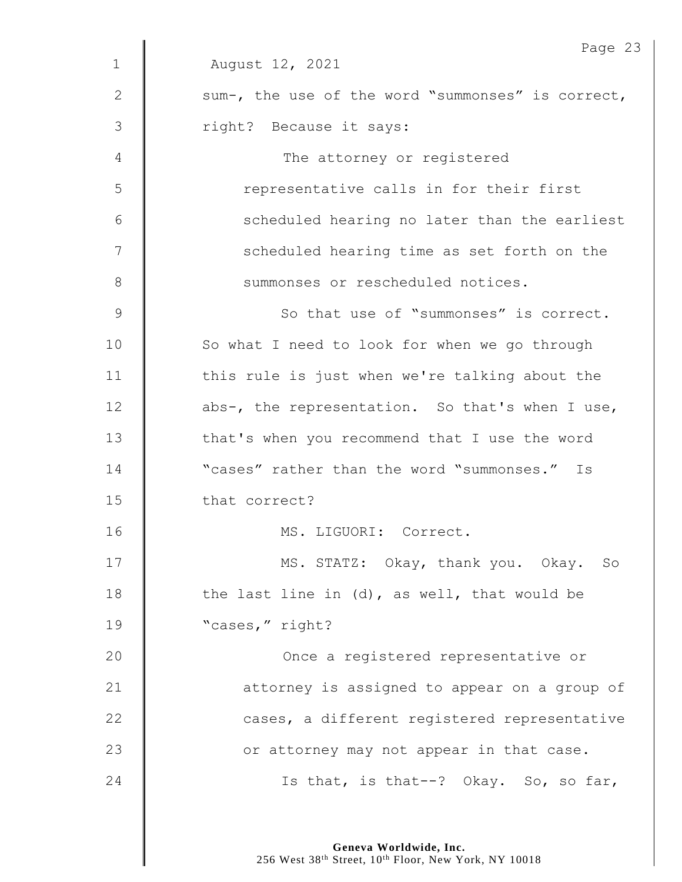August 12, 2021

sum-, the use of the word "summonses" is correct, right? Because it says:

> The attorney or registered representative calls in for their first scheduled hearing no later than the earliest scheduled hearing time as set forth on the summonses or rescheduled notices.

So that use of "summonses" is correct. So what I need to look for when we go through this rule is just when we're talking about the abs-, the representation. So that's when I use, that's when you recommend that I use the word "cases" rather than the word "summonses." Is that correct?

MS. LIGUORI: Correct.

MS. STATZ: Okay, thank you. Okay. So the last line in (d), as well, that would be "cases," right?

> Once a registered representative or attorney is assigned to appear on a group of cases, a different registered representative or attorney may not appear in that case.

Is that, is that--? Okay. So, so far,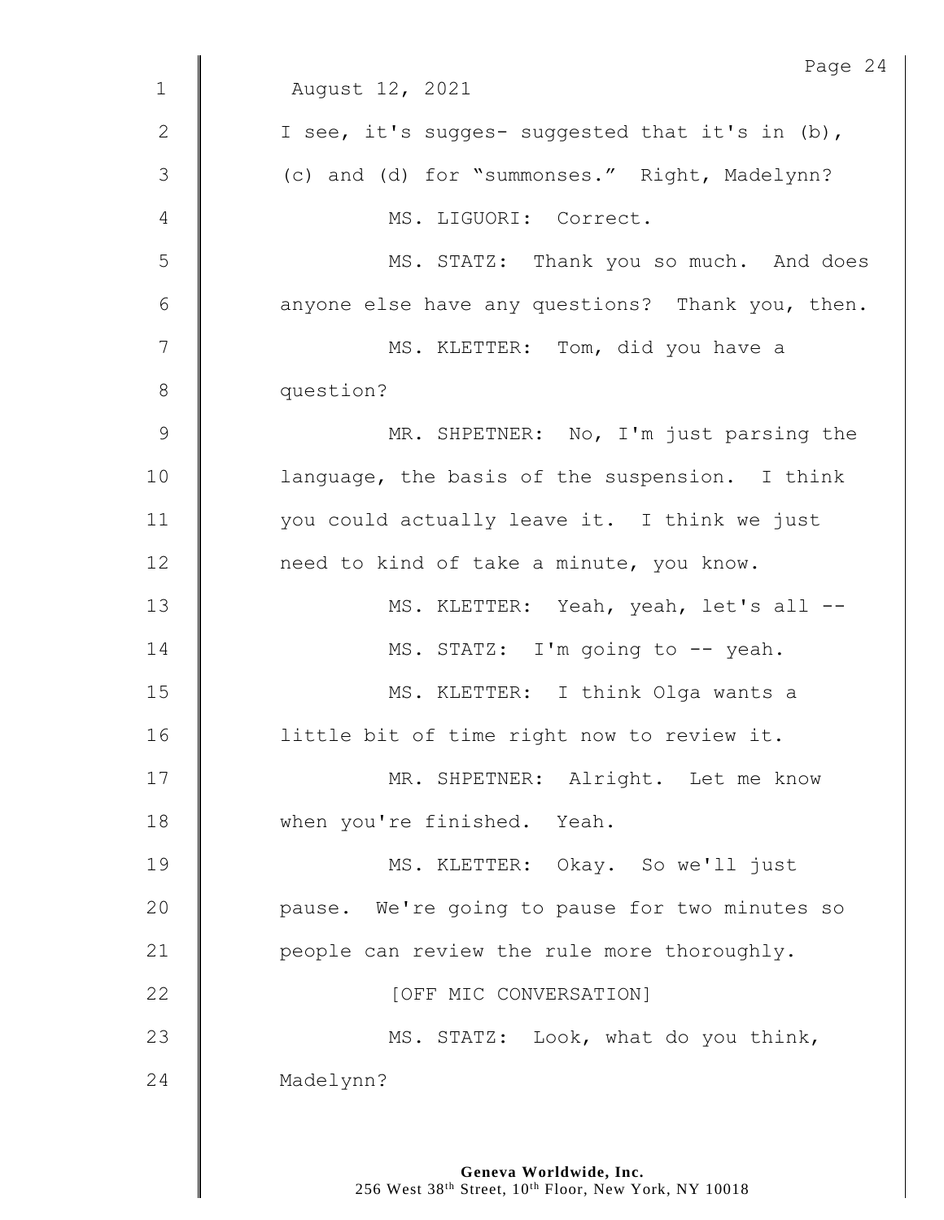August 12, 2021

I see, it's sugges- suggested that it's in (b), (c) and (d) for "summonses." Right, Madelynn?

MS. LIGUORI: Correct.

MS. STATZ: Thank you so much. And does anyone else have any questions? Thank you, then.

MS. KLETTER: Tom, did you have a question?

MR. SHPETNER: No, I'm just parsing the language, the basis of the suspension. I think you could actually leave it. I think we just need to kind of take a minute, you know.

MS. KLETTER: Yeah, yeah, let's all --

MS. STATZ: I'm going to -- yeah.

MS. KLETTER: I think Olga wants a little bit of time right now to review it.

MR. SHPETNER: Alright. Let me know when you're finished. Yeah.

MS. KLETTER: Okay. So we'll just pause. We're going to pause for two minutes so people can review the rule more thoroughly.

[OFF MIC CONVERSATION]

MS. STATZ: Look, what do you think, Madelynn?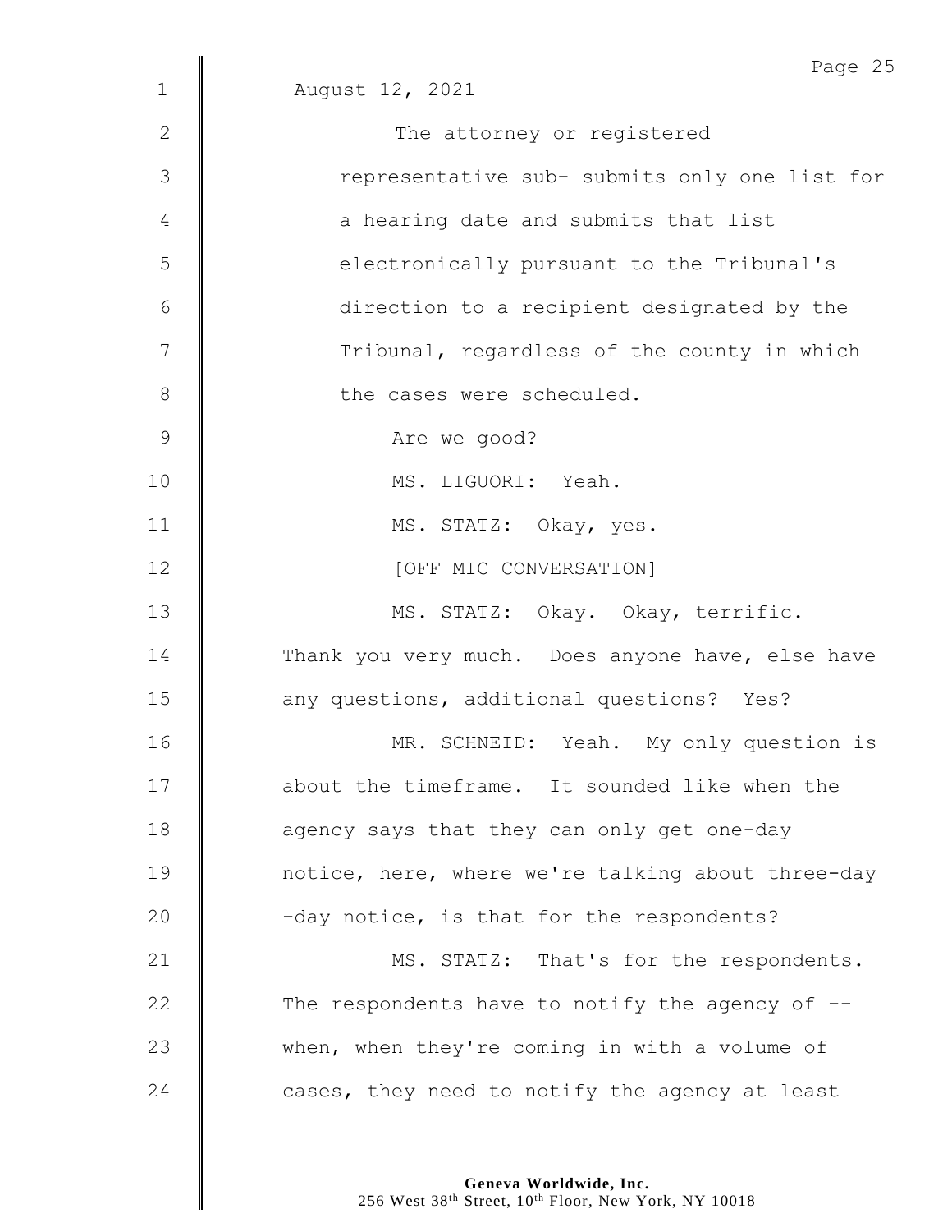August 12, 2021

The attorney or registered representative sub- submits only one list for a hearing date and submits that list electronically pursuant to the Tribunal's direction to a recipient designated by the Tribunal, regardless of the county in which the cases were scheduled.

Are we good?

MS. LIGUORI: Yeah.

MS. STATZ: Okay, yes.

[OFF MIC CONVERSATION]

MS. STATZ: Okay. Okay, terrific. Thank you very much. Does anyone have, else have any questions, additional questions? Yes?

MR. SCHNEID: Yeah. My only question is about the timeframe. It sounded like when the agency says that they can only get one-day notice, here, where we're talking about three-day -day notice, is that for the respondents?

MS. STATZ: That's for the respondents. The respondents have to notify the agency of -- when, when they're coming in with a volume of cases, they need to notify the agency at least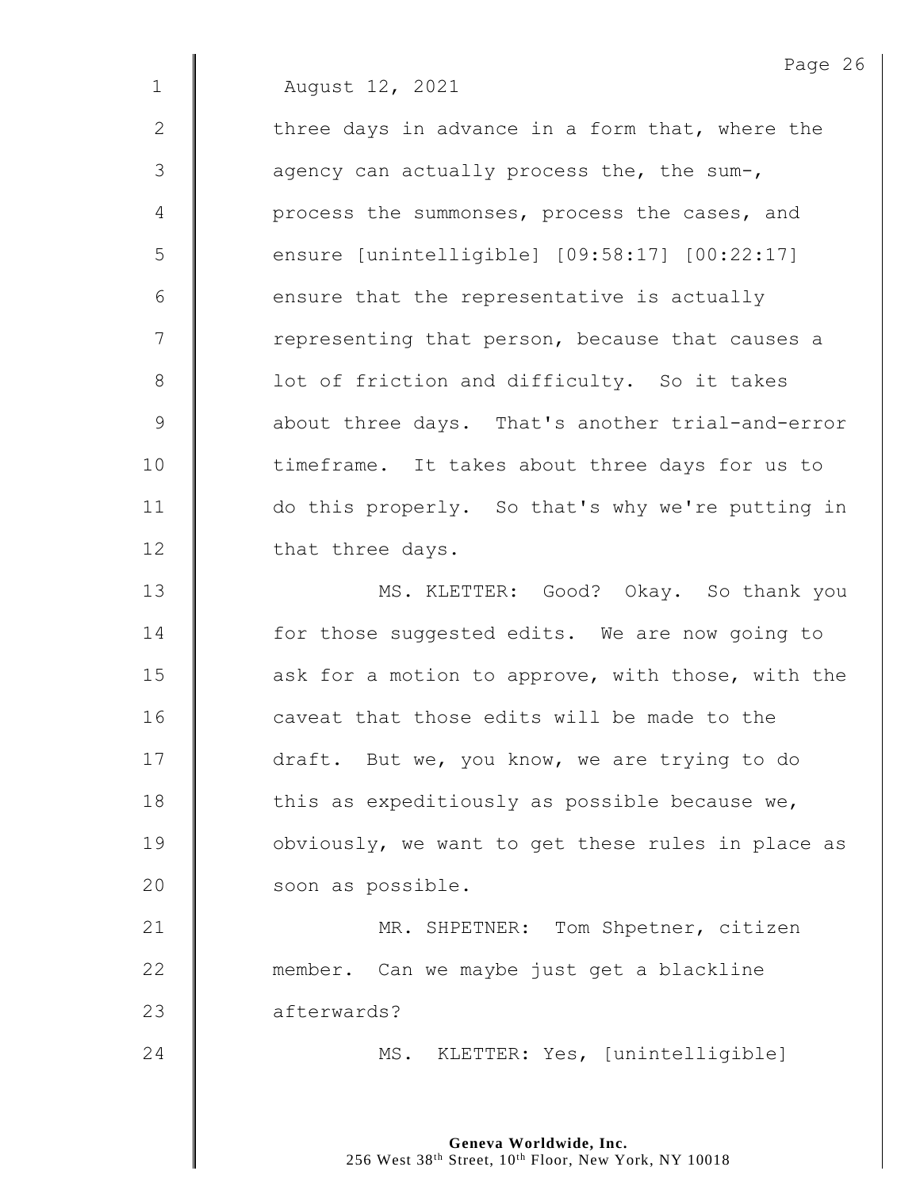August 12, 2021

three days in advance in a form that, where the agency can actually process the, the sum-, process the summonses, process the cases, and ensure [unintelligible] [09:58:17] [00:22:17] ensure that the representative is actually representing that person, because that causes a lot of friction and difficulty. So it takes about three days. That's another trial-and-error timeframe. It takes about three days for us to do this properly. So that's why we're putting in that three days.

MS. KLETTER: Good? Okay. So thank you for those suggested edits. We are now going to ask for a motion to approve, with those, with the caveat that those edits will be made to the draft. But we, you know, we are trying to do this as expeditiously as possible because we, obviously, we want to get these rules in place as soon as possible.

MR. SHPETNER: Tom Shpetner, citizen member. Can we maybe just get a blackline afterwards?

MS. KLETTER: Yes, [unintelligible]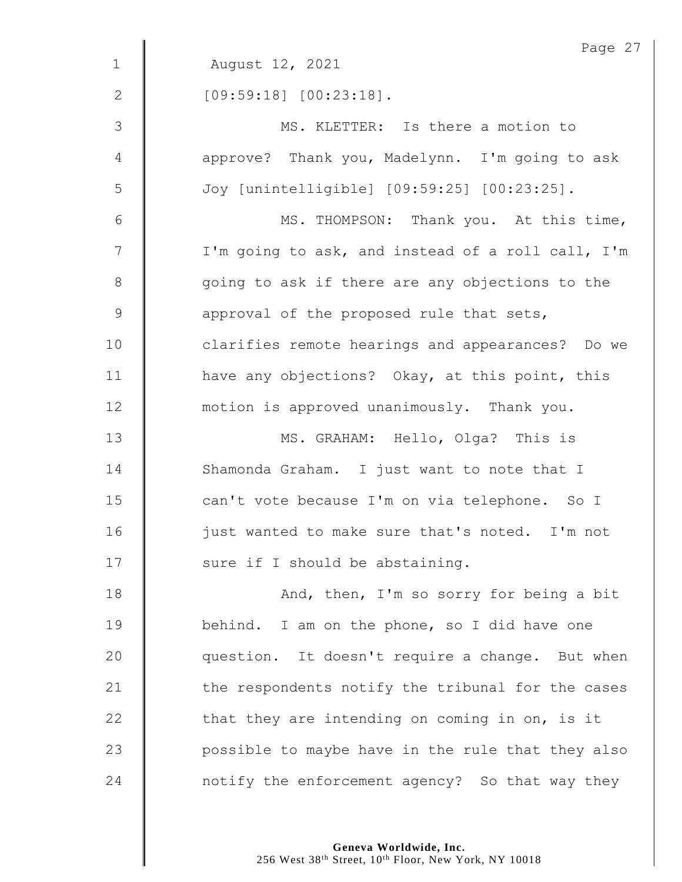August 12, 2021

[09:59:18] [00:23:18].

MS. KLETTER: Is there a motion to approve? Thank you, Madelynn. I'm going to ask Joy [unintelligible] [09:59:25] [00:23:25].

MS. THOMPSON: Thank you. At this time, I'm going to ask, and instead of a roll call, I'm going to ask if there are any objections to the approval of the proposed rule that sets, clarifies remote hearings and appearances? Do we have any objections? Okay, at this point, this motion is approved unanimously. Thank you.

MS. GRAHAM: Hello, Olga? This is Shamonda Graham. I just want to note that I can't vote because I'm on via telephone. So I just wanted to make sure that's noted. I'm not sure if I should be abstaining.

And, then, I'm so sorry for being a bit behind. I am on the phone, so I did have one question. It doesn't require a change. But when the respondents notify the tribunal for the cases that they are intending on coming in on, is it possible to maybe have in the rule that they also notify the enforcement agency? So that way they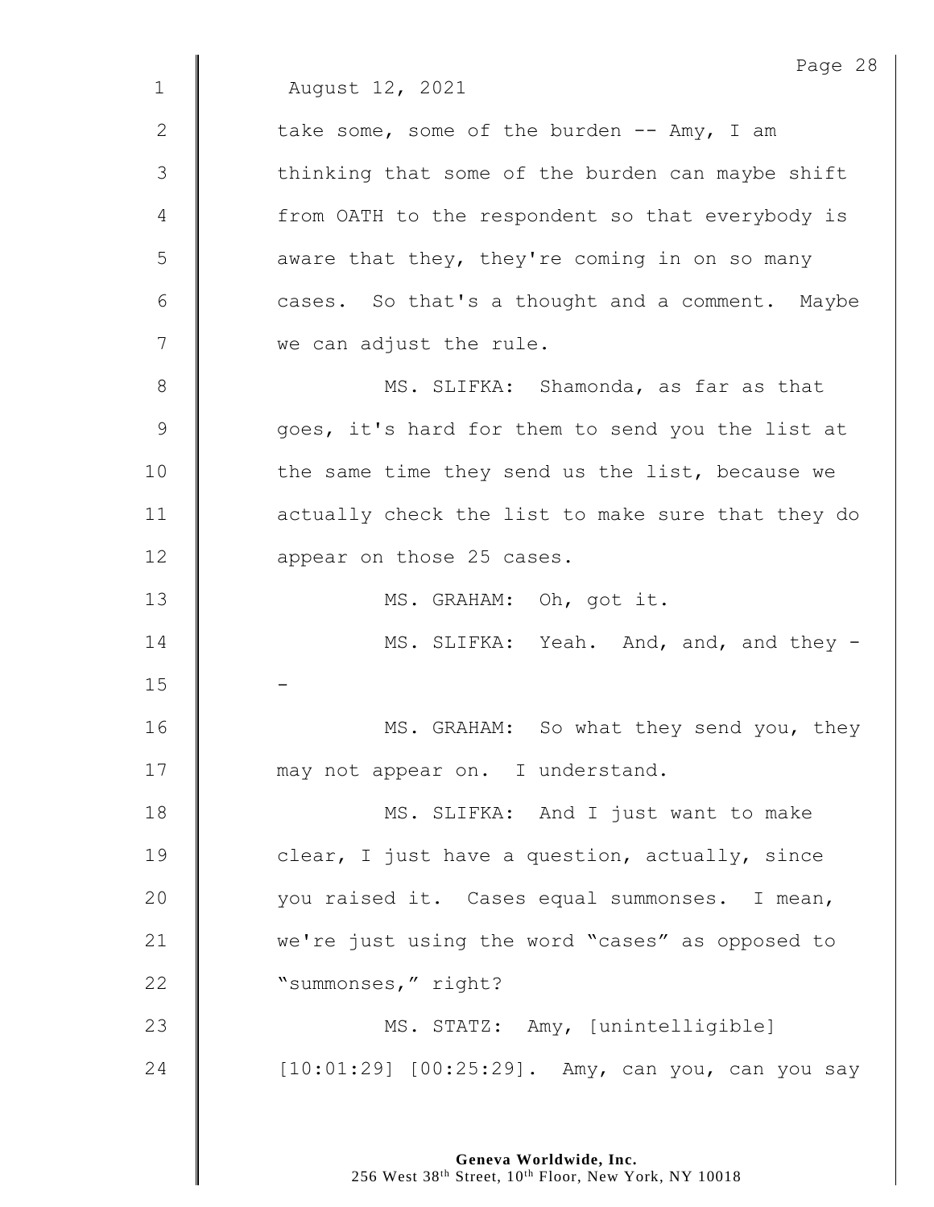August 12, 2021

take some, some of the burden -- Amy, I am thinking that some of the burden can maybe shift from OATH to the respondent so that everybody is aware that they, they're coming in on so many cases. So that's a thought and a comment. Maybe we can adjust the rule.

MS. SLIFKA: Shamonda, as far as that goes, it's hard for them to send you the list at the same time they send us the list, because we actually check the list to make sure that they do appear on those 25 cases.

MS. GRAHAM: Oh, got it.

MS. SLIFKA: Yeah. And, and, and they --

MS. GRAHAM: So what they send you, they may not appear on. I understand.

MS. SLIFKA: And I just want to make clear, I just have a question, actually, since you raised it. Cases equal summonses. I mean, we're just using the word "cases" as opposed to "summonses," right?

MS. STATZ: Amy, [unintelligible] [10:01:29] [00:25:29]. Amy, can you, can you say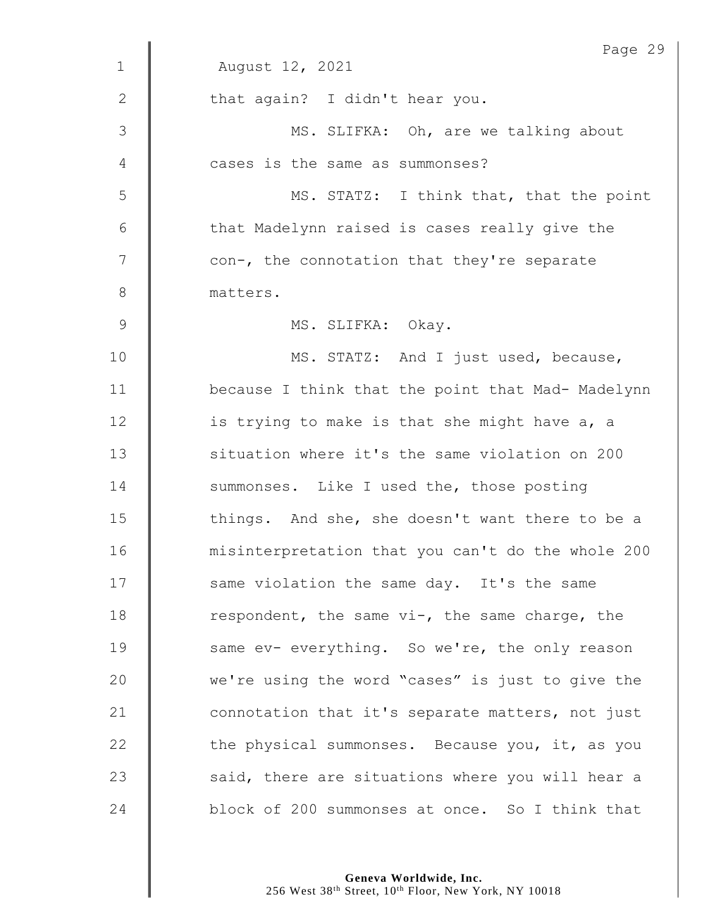August 12, 2021

that again? I didn't hear you.

MS. SLIFKA: Oh, are we talking about cases is the same as summonses?

MS. STATZ: I think that, that the point that Madelynn raised is cases really give the con-, the connotation that they're separate matters.

MS. SLIFKA: Okay.

MS. STATZ: And I just used, because, because I think that the point that Mad- Madelynn is trying to make is that she might have a, a situation where it's the same violation on 200 summonses. Like I used the, those posting things. And she, she doesn't want there to be a misinterpretation that you can't do the whole 200 same violation the same day. It's the same respondent, the same vi-, the same charge, the same ev- everything. So we're, the only reason we're using the word "cases" is just to give the connotation that it's separate matters, not just the physical summonses. Because you, it, as you said, there are situations where you will hear a block of 200 summonses at once. So I think that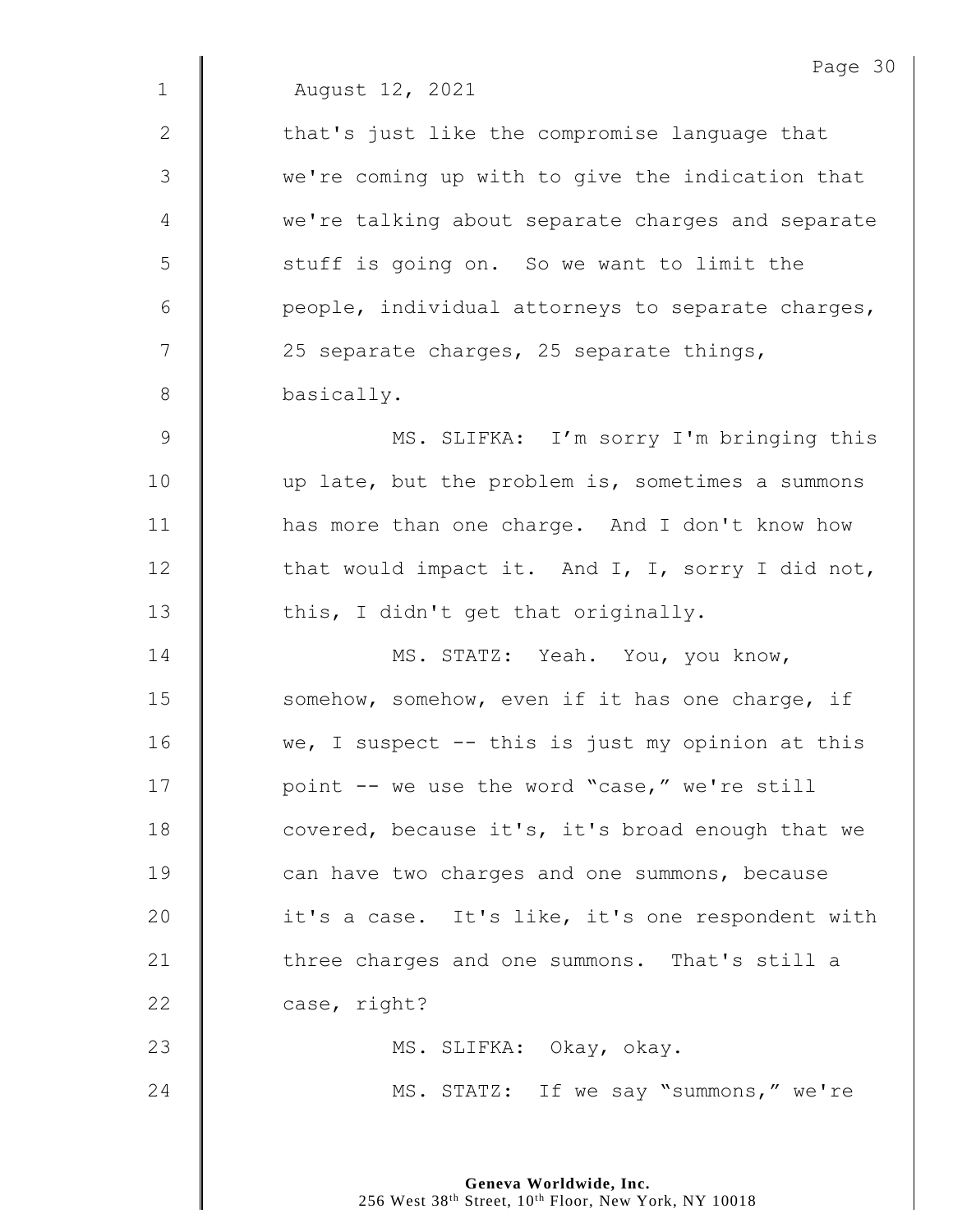August 12, 2021

that's just like the compromise language that we're coming up with to give the indication that we're talking about separate charges and separate stuff is going on. So we want to limit the people, individual attorneys to separate charges, 25 separate charges, 25 separate things, basically.

MS. SLIFKA: I'm sorry I'm bringing this up late, but the problem is, sometimes a summons has more than one charge. And I don't know how that would impact it. And I, I, sorry I did not, this, I didn't get that originally.

MS. STATZ: Yeah. You, you know, somehow, somehow, even if it has one charge, if we, I suspect -- this is just my opinion at this point -- we use the word "case," we're still covered, because it's, it's broad enough that we can have two charges and one summons, because it's a case. It's like, it's one respondent with three charges and one summons. That's still a case, right?

MS. SLIFKA: Okay, okay.

MS. STATZ: If we say "summons," we're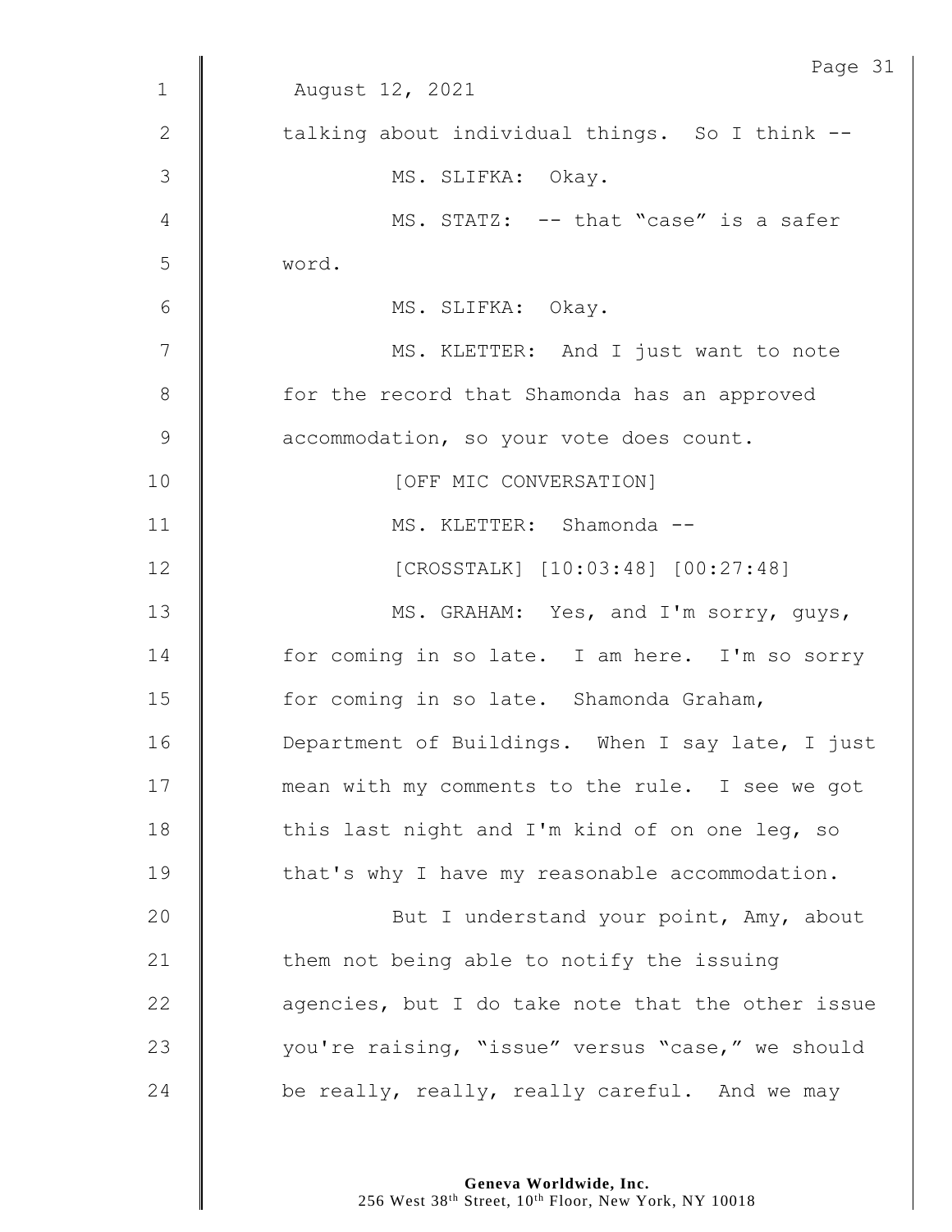August 12, 2021

talking about individual things. So I think --

MS. SLIFKA: Okay.

MS. STATZ: -- that "case" is a safer word.

MS. SLIFKA: Okay.

MS. KLETTER: And I just want to note for the record that Shamonda has an approved accommodation, so your vote does count.

[OFF MIC CONVERSATION]

MS. KLETTER: Shamonda --

[CROSSTALK] [10:03:48] [00:27:48]

MS. GRAHAM: Yes, and I'm sorry, guys, for coming in so late. I am here. I'm so sorry for coming in so late. Shamonda Graham, Department of Buildings. When I say late, I just mean with my comments to the rule. I see we got this last night and I'm kind of on one leg, so that's why I have my reasonable accommodation.

But I understand your point, Amy, about them not being able to notify the issuing agencies, but I do take note that the other issue you're raising, "issue" versus "case," we should be really, really, really careful. And we may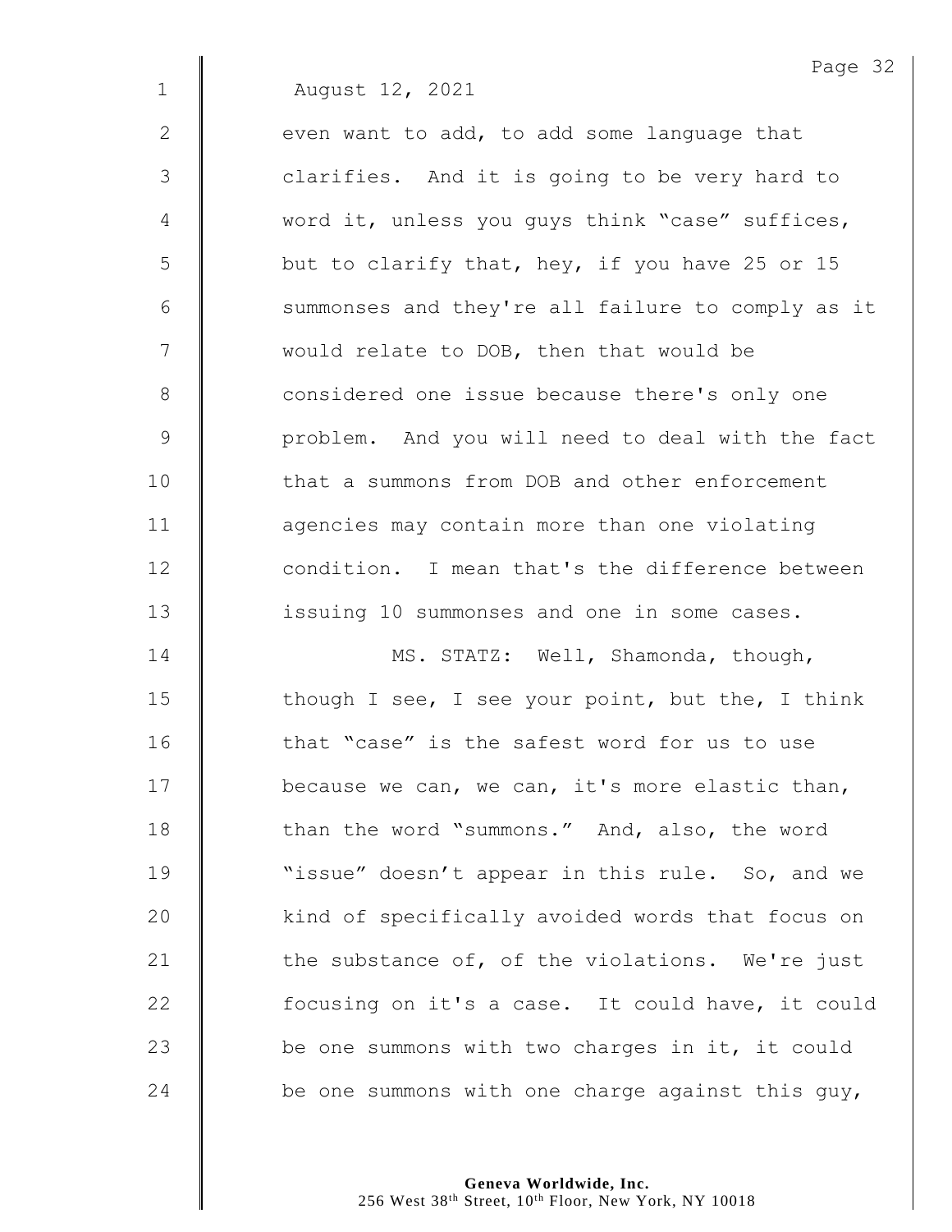August 12, 2021

even want to add, to add some language that clarifies. And it is going to be very hard to word it, unless you guys think "case" suffices, but to clarify that, hey, if you have 25 or 15 summonses and they're all failure to comply as it would relate to DOB, then that would be considered one issue because there's only one problem. And you will need to deal with the fact that a summons from DOB and other enforcement agencies may contain more than one violating condition. I mean that's the difference between issuing 10 summonses and one in some cases.

MS. STATZ: Well, Shamonda, though, though I see, I see your point, but the, I think that "case" is the safest word for us to use because we can, we can, it's more elastic than, than the word "summons." And, also, the word "issue" doesn't appear in this rule. So, and we kind of specifically avoided words that focus on the substance of, of the violations. We're just focusing on it's a case. It could have, it could be one summons with two charges in it, it could be one summons with one charge against this guy,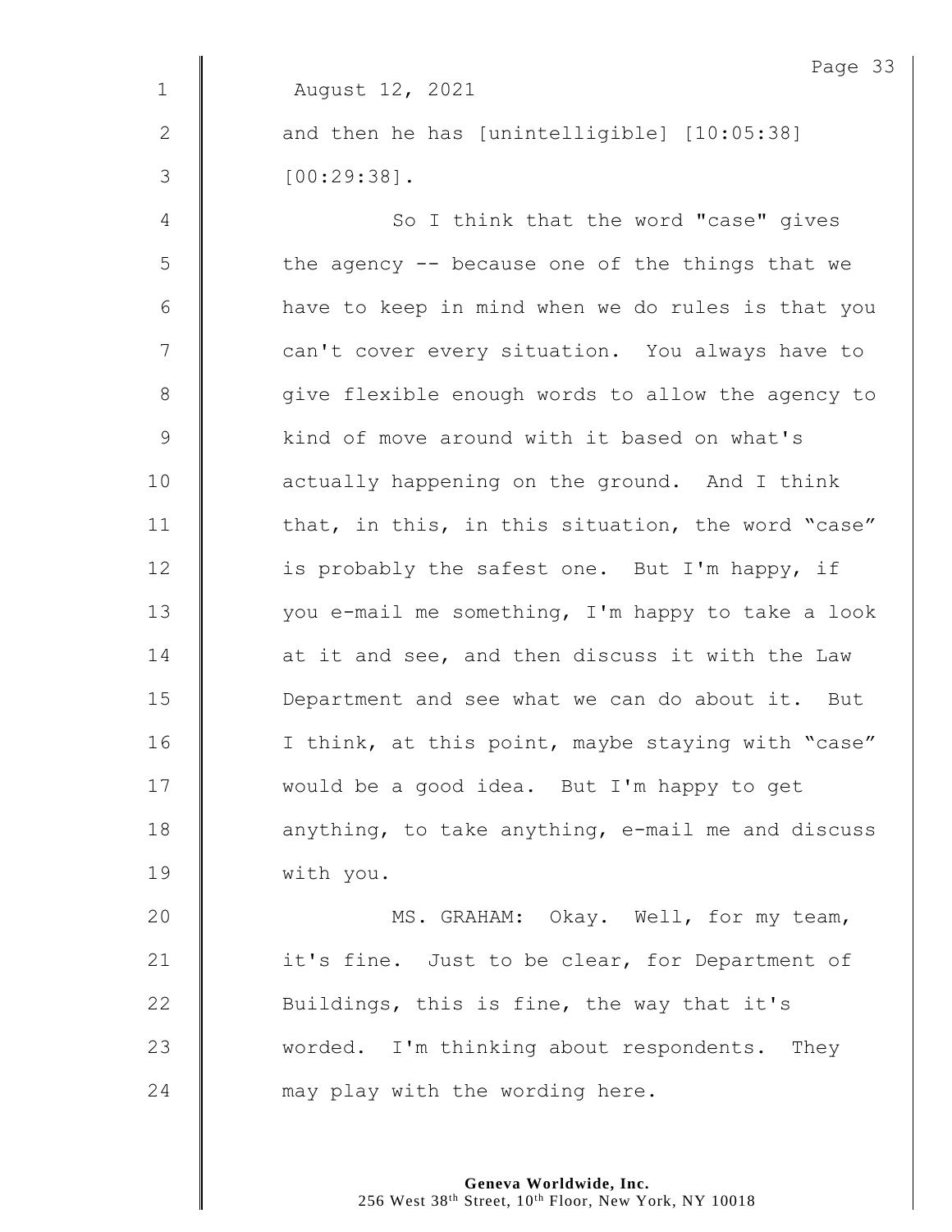August 12, 2021

and then he has [unintelligible] [10:05:38] [00:29:38].

So I think that the word "case" gives the agency -- because one of the things that we have to keep in mind when we do rules is that you can't cover every situation. You always have to give flexible enough words to allow the agency to kind of move around with it based on what's actually happening on the ground. And I think that, in this, in this situation, the word "case" is probably the safest one. But I'm happy, if you e-mail me something, I'm happy to take a look at it and see, and then discuss it with the Law Department and see what we can do about it. But I think, at this point, maybe staying with "case" would be a good idea. But I'm happy to get anything, to take anything, e-mail me and discuss with you.

MS. GRAHAM: Okay. Well, for my team, it's fine. Just to be clear, for Department of Buildings, this is fine, the way that it's worded. I'm thinking about respondents. They may play with the wording here.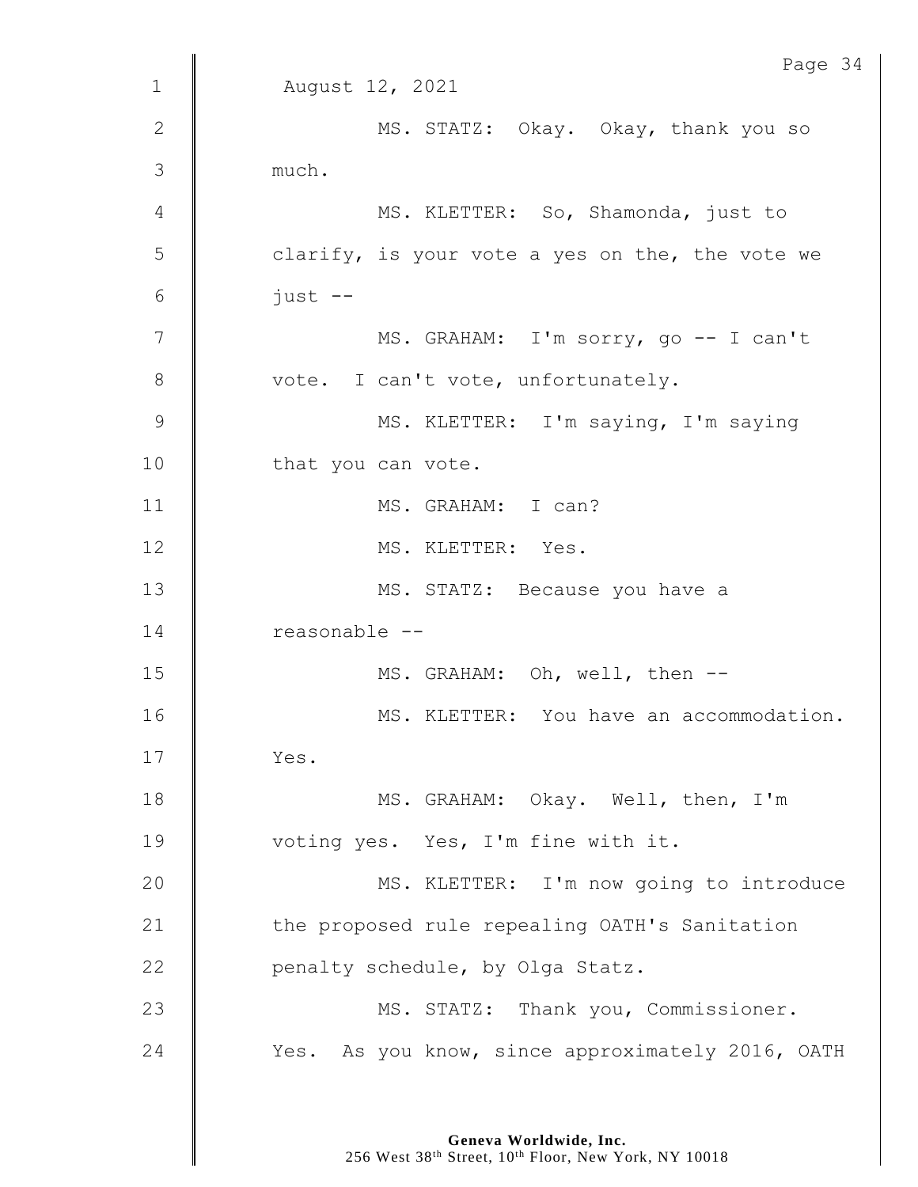August 12, 2021

MS. STATZ: Okay. Okay, thank you so much.

MS. KLETTER: So, Shamonda, just to clarify, is your vote a yes on the, the vote we just --

MS. GRAHAM: I'm sorry, go -- I can't vote. I can't vote, unfortunately.

MS. KLETTER: I'm saying, I'm saying that you can vote.

MS. GRAHAM: I can?

MS. KLETTER: Yes.

MS. STATZ: Because you have a reasonable --

MS. GRAHAM: Oh, well, then --

MS. KLETTER: You have an accommodation. Yes.

MS. GRAHAM: Okay. Well, then, I'm voting yes. Yes, I'm fine with it.

MS. KLETTER: I'm now going to introduce the proposed rule repealing OATH's Sanitation penalty schedule, by Olga Statz.

MS. STATZ: Thank you, Commissioner. Yes. As you know, since approximately 2016, OATH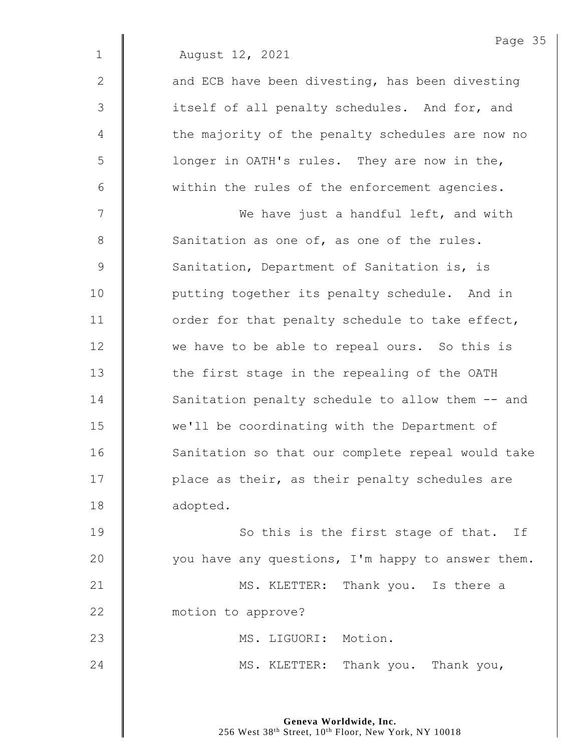August 12, 2021

and ECB have been divesting, has been divesting itself of all penalty schedules. And for, and the majority of the penalty schedules are now no longer in OATH's rules. They are now in the, within the rules of the enforcement agencies.

We have just a handful left, and with Sanitation as one of, as one of the rules. Sanitation, Department of Sanitation is, is putting together its penalty schedule. And in order for that penalty schedule to take effect, we have to be able to repeal ours. So this is the first stage in the repealing of the OATH Sanitation penalty schedule to allow them -- and we'll be coordinating with the Department of Sanitation so that our complete repeal would take place as their, as their penalty schedules are adopted.

So this is the first stage of that. If you have any questions, I'm happy to answer them.

MS. KLETTER: Thank you. Is there a motion to approve?

MS. LIGUORI: Motion.

MS. KLETTER: Thank you. Thank you,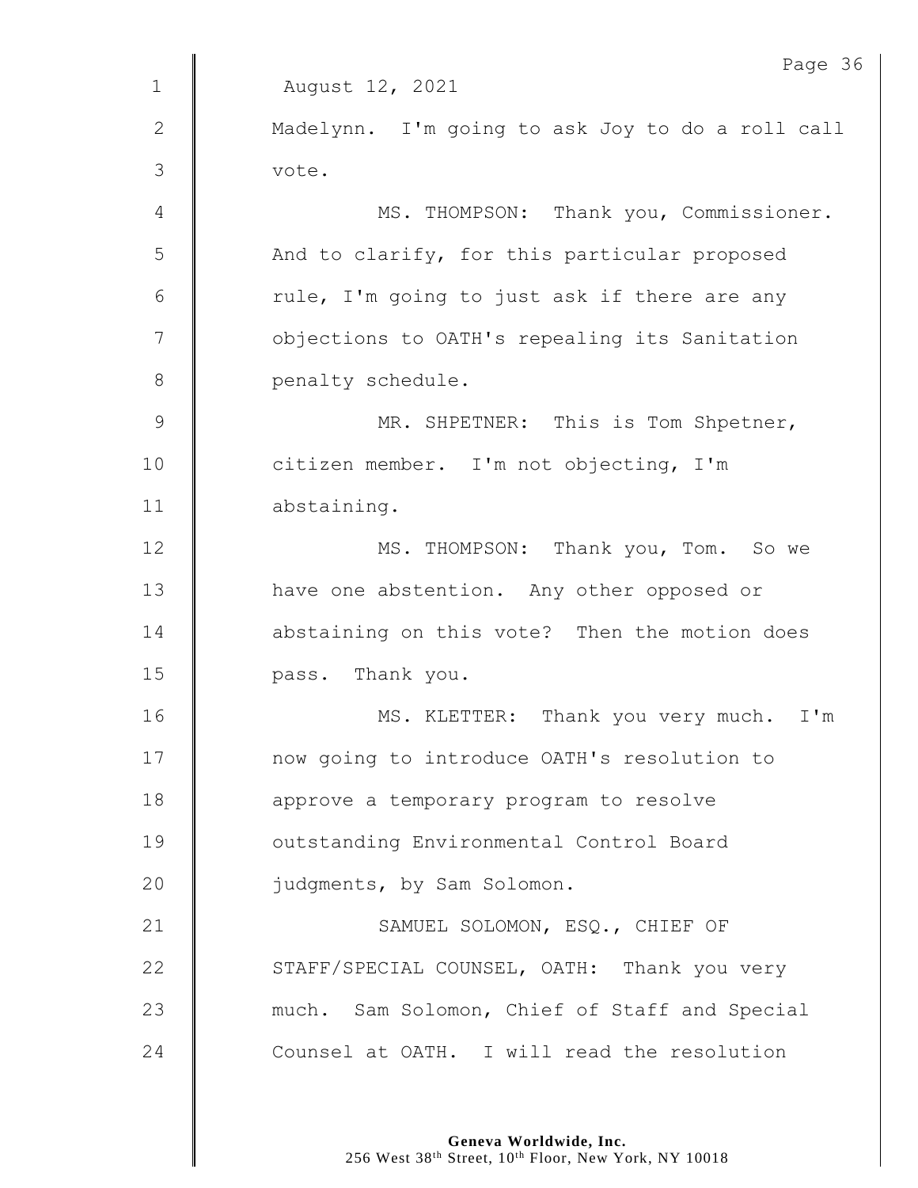August 12, 2021

Madelynn. I'm going to ask Joy to do a roll call vote.

MS. THOMPSON: Thank you, Commissioner. And to clarify, for this particular proposed rule, I'm going to just ask if there are any objections to OATH's repealing its Sanitation penalty schedule.

MR. SHPETNER: This is Tom Shpetner, citizen member. I'm not objecting, I'm abstaining.

MS. THOMPSON: Thank you, Tom. So we have one abstention. Any other opposed or abstaining on this vote? Then the motion does pass. Thank you.

MS. KLETTER: Thank you very much. I'm now going to introduce OATH's resolution to approve a temporary program to resolve outstanding Environmental Control Board judgments, by Sam Solomon.

SAMUEL SOLOMON, ESQ., CHIEF OF STAFF/SPECIAL COUNSEL, OATH: Thank you very much. Sam Solomon, Chief of Staff and Special Counsel at OATH. I will read the resolution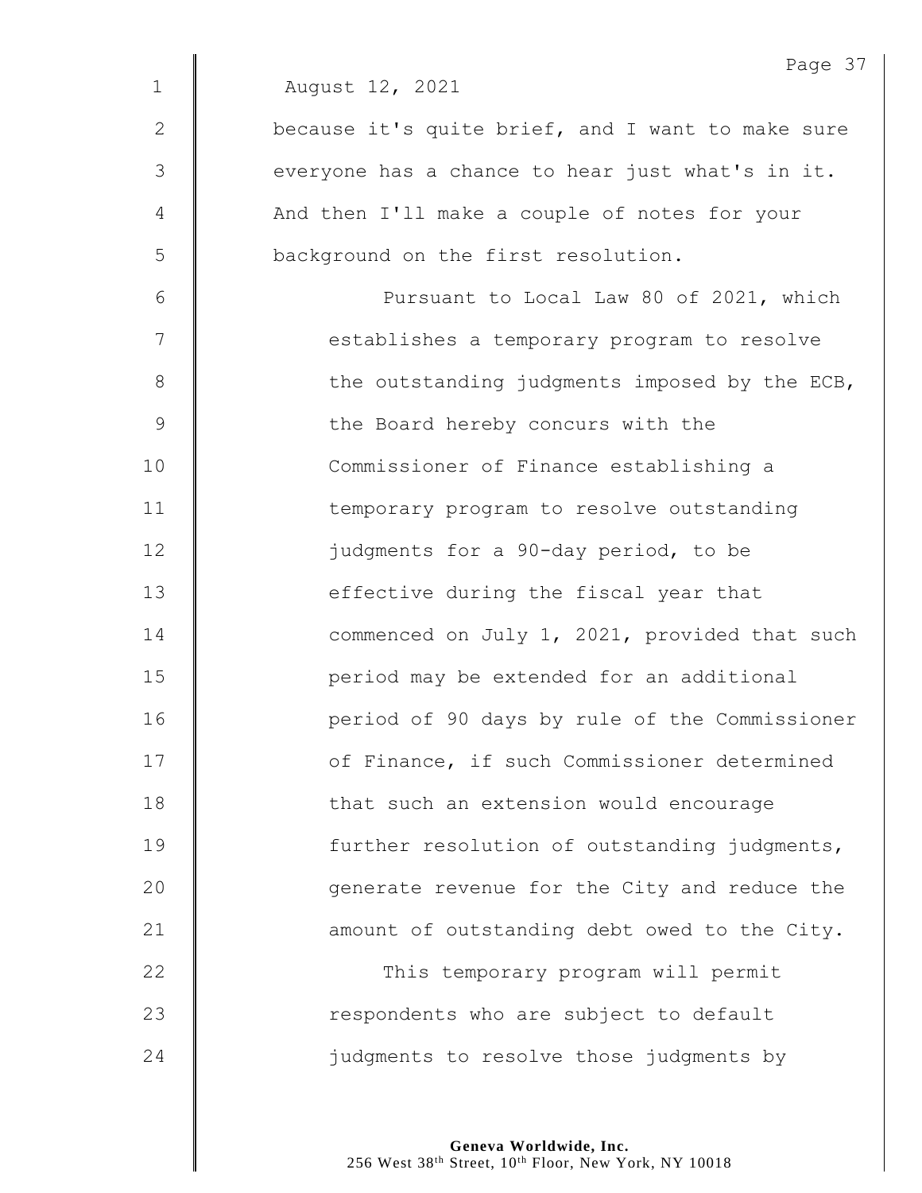August 12, 2021

because it's quite brief, and I want to make sure everyone has a chance to hear just what's in it. And then I'll make a couple of notes for your background on the first resolution.

Pursuant to Local Law 80 of 2021, which establishes a temporary program to resolve the outstanding judgments imposed by the ECB, the Board hereby concurs with the Commissioner of Finance establishing a temporary program to resolve outstanding judgments for a 90-day period, to be effective during the fiscal year that commenced on July 1, 2021, provided that such period may be extended for an additional period of 90 days by rule of the Commissioner of Finance, if such Commissioner determined that such an extension would encourage further resolution of outstanding judgments, generate revenue for the City and reduce the amount of outstanding debt owed to the City.

This temporary program will permit respondents who are subject to default judgments to resolve those judgments by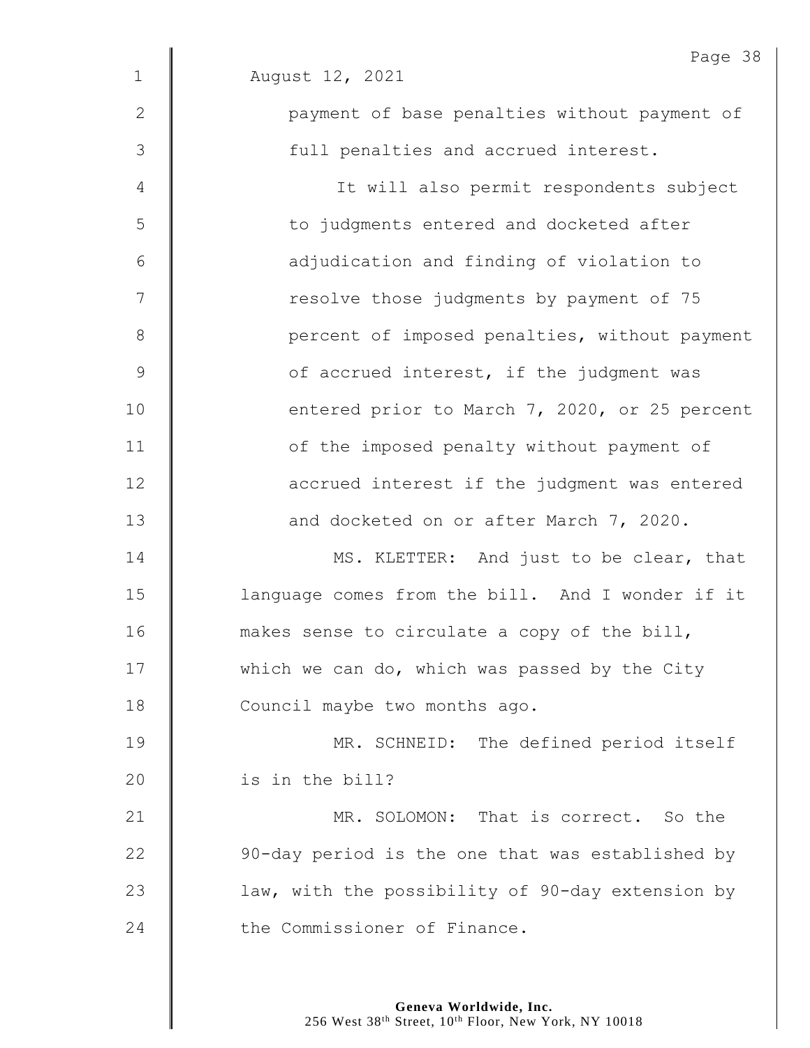August 12, 2021

payment of base penalties without payment of full penalties and accrued interest.

It will also permit respondents subject to judgments entered and docketed after adjudication and finding of violation to resolve those judgments by payment of 75 percent of imposed penalties, without payment of accrued interest, if the judgment was entered prior to March 7, 2020, or 25 percent of the imposed penalty without payment of accrued interest if the judgment was entered and docketed on or after March 7, 2020.

MS. KLETTER: And just to be clear, that language comes from the bill. And I wonder if it makes sense to circulate a copy of the bill, which we can do, which was passed by the City Council maybe two months ago.

MR. SCHNEID: The defined period itself is in the bill?

MR. SOLOMON: That is correct. So the 90-day period is the one that was established by law, with the possibility of 90-day extension by the Commissioner of Finance.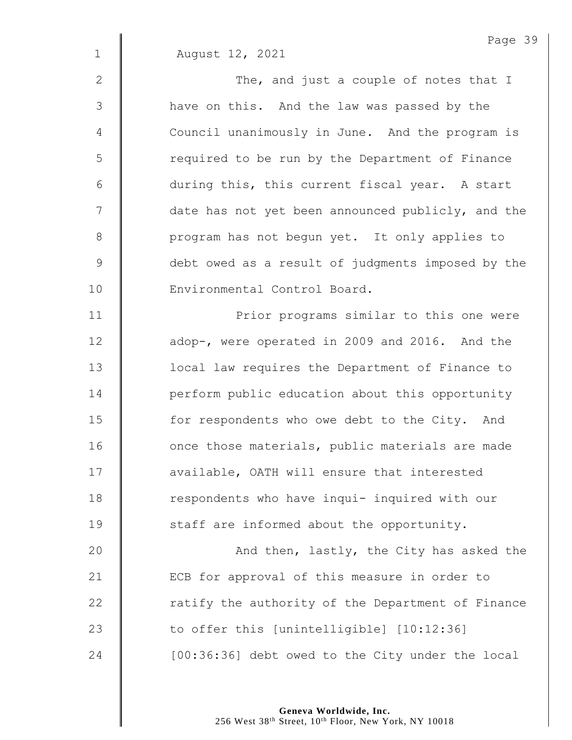August 12, 2021

The, and just a couple of notes that I have on this. And the law was passed by the Council unanimously in June. And the program is required to be run by the Department of Finance during this, this current fiscal year. A start date has not yet been announced publicly, and the program has not begun yet. It only applies to debt owed as a result of judgments imposed by the Environmental Control Board.

Prior programs similar to this one were adop-, were operated in 2009 and 2016. And the local law requires the Department of Finance to perform public education about this opportunity for respondents who owe debt to the City. And once those materials, public materials are made available, OATH will ensure that interested respondents who have inqui- inquired with our staff are informed about the opportunity.

And then, lastly, the City has asked the ECB for approval of this measure in order to ratify the authority of the Department of Finance to offer this [unintelligible] [10:12:36] [00:36:36] debt owed to the City under the local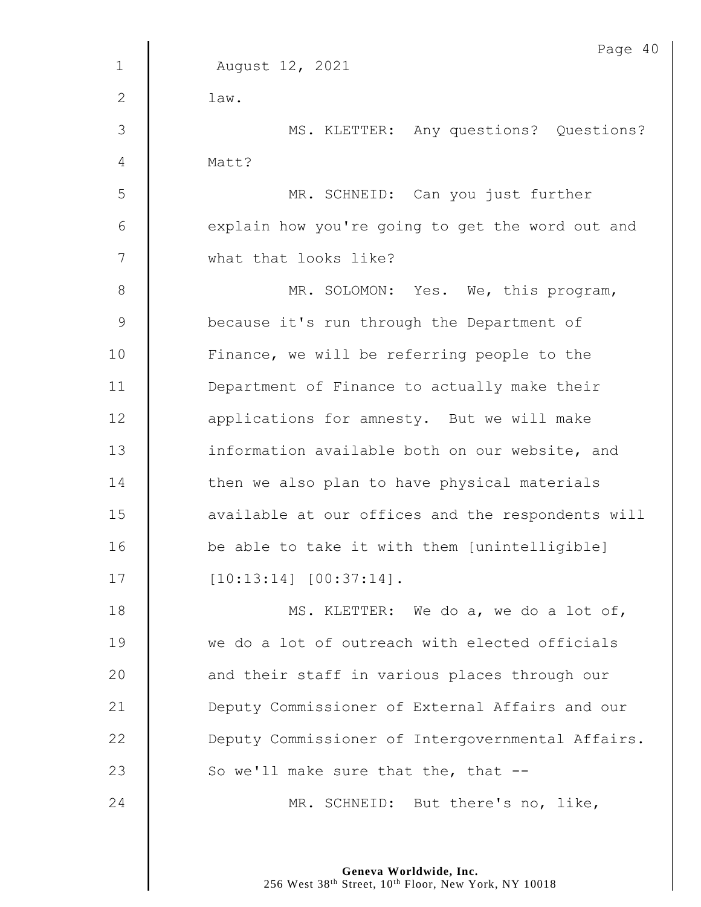August 12, 2021

law.

MS. KLETTER: Any questions? Questions? Matt?

MR. SCHNEID: Can you just further explain how you're going to get the word out and what that looks like?

MR. SOLOMON: Yes. We, this program, because it's run through the Department of Finance, we will be referring people to the Department of Finance to actually make their applications for amnesty. But we will make information available both on our website, and then we also plan to have physical materials available at our offices and the respondents will be able to take it with them [unintelligible] [10:13:14] [00:37:14].

MS. KLETTER: We do a, we do a lot of, we do a lot of outreach with elected officials and their staff in various places through our Deputy Commissioner of External Affairs and our Deputy Commissioner of Intergovernmental Affairs. So we'll make sure that the, that --

MR. SCHNEID: But there's no, like,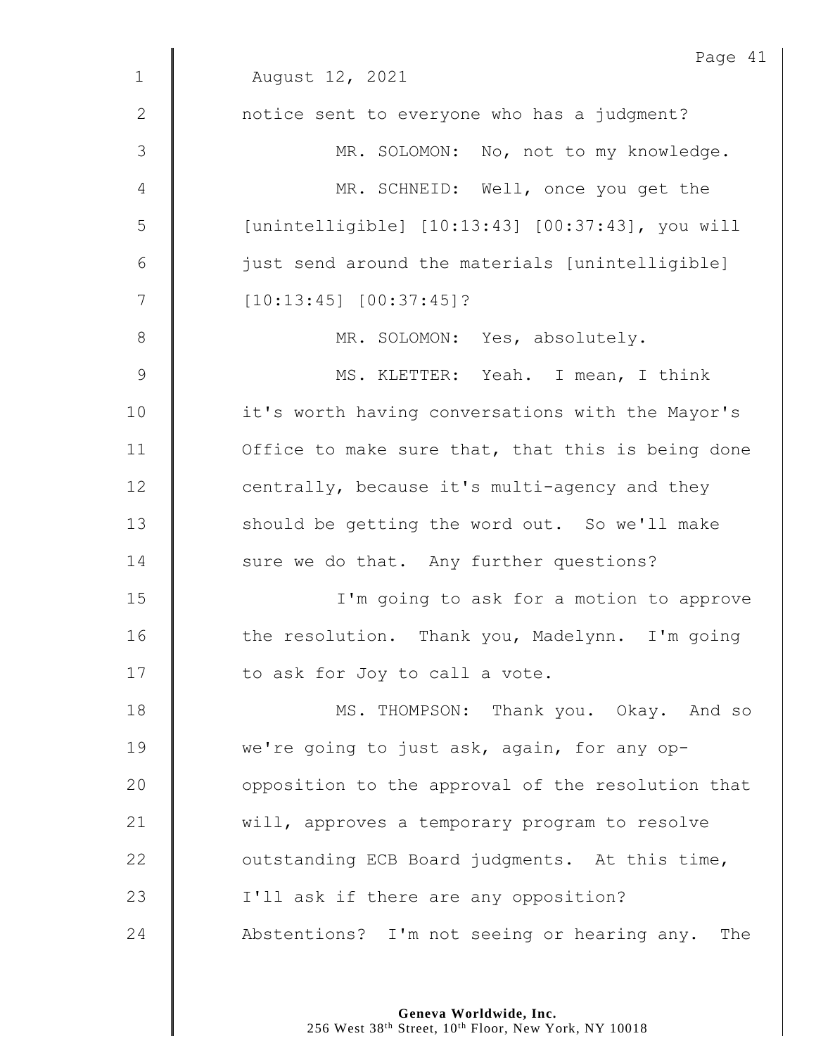August 12, 2021

notice sent to everyone who has a judgment?

MR. SOLOMON: No, not to my knowledge.

MR. SCHNEID: Well, once you get the [unintelligible] [10:13:43] [00:37:43], you will just send around the materials [unintelligible] [10:13:45] [00:37:45]?

MR. SOLOMON: Yes, absolutely.

MS. KLETTER: Yeah. I mean, I think it's worth having conversations with the Mayor's Office to make sure that, that this is being done centrally, because it's multi-agency and they should be getting the word out. So we'll make sure we do that. Any further questions?

I'm going to ask for a motion to approve the resolution. Thank you, Madelynn. I'm going to ask for Joy to call a vote.

MS. THOMPSON: Thank you. Okay. And so we're going to just ask, again, for any op- opposition to the approval of the resolution that will, approves a temporary program to resolve outstanding ECB Board judgments. At this time, I'll ask if there are any opposition? Abstentions? I'm not seeing or hearing any. The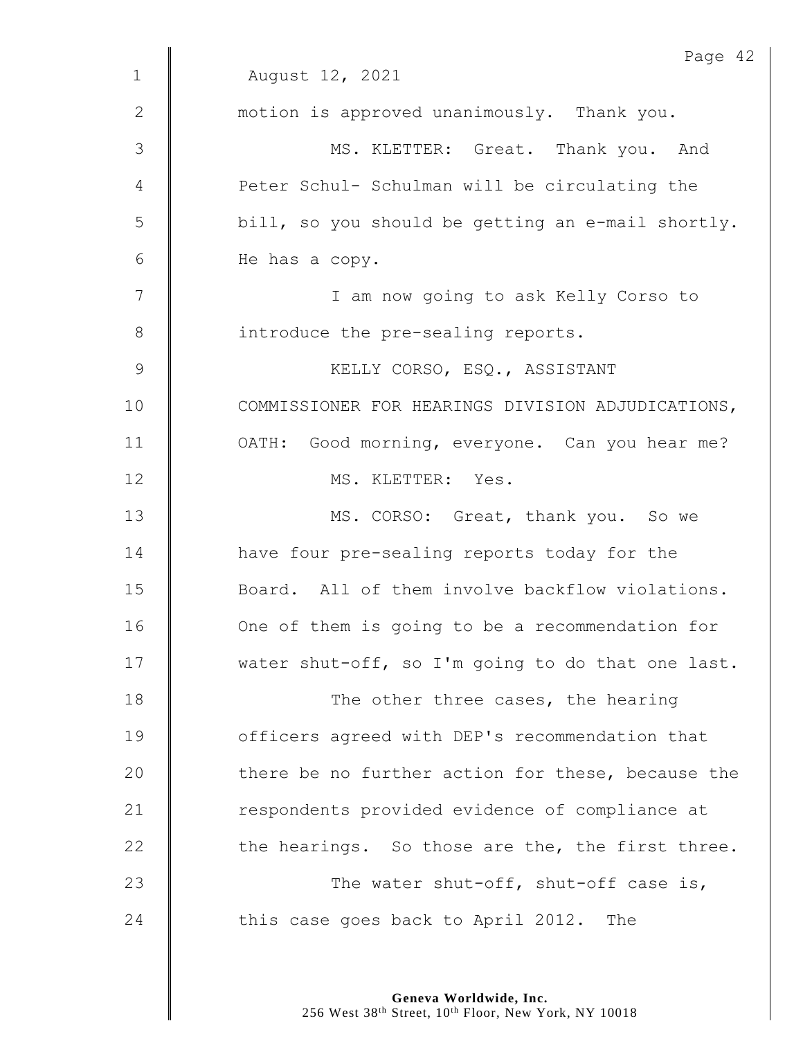August 12, 2021

motion is approved unanimously. Thank you.

MS. KLETTER: Great. Thank you. And Peter Schul- Schulman will be circulating the bill, so you should be getting an e-mail shortly. He has a copy.

I am now going to ask Kelly Corso to introduce the pre-sealing reports.

KELLY CORSO, ESQ., ASSISTANT COMMISSIONER FOR HEARINGS DIVISION ADJUDICATIONS, OATH: Good morning, everyone. Can you hear me?

MS. KLETTER: Yes.

MS. CORSO: Great, thank you. So we have four pre-sealing reports today for the Board. All of them involve backflow violations. One of them is going to be a recommendation for water shut-off, so I'm going to do that one last.

The other three cases, the hearing officers agreed with DEP's recommendation that there be no further action for these, because the respondents provided evidence of compliance at the hearings. So those are the, the first three.

The water shut-off, shut-off case is, this case goes back to April 2012. The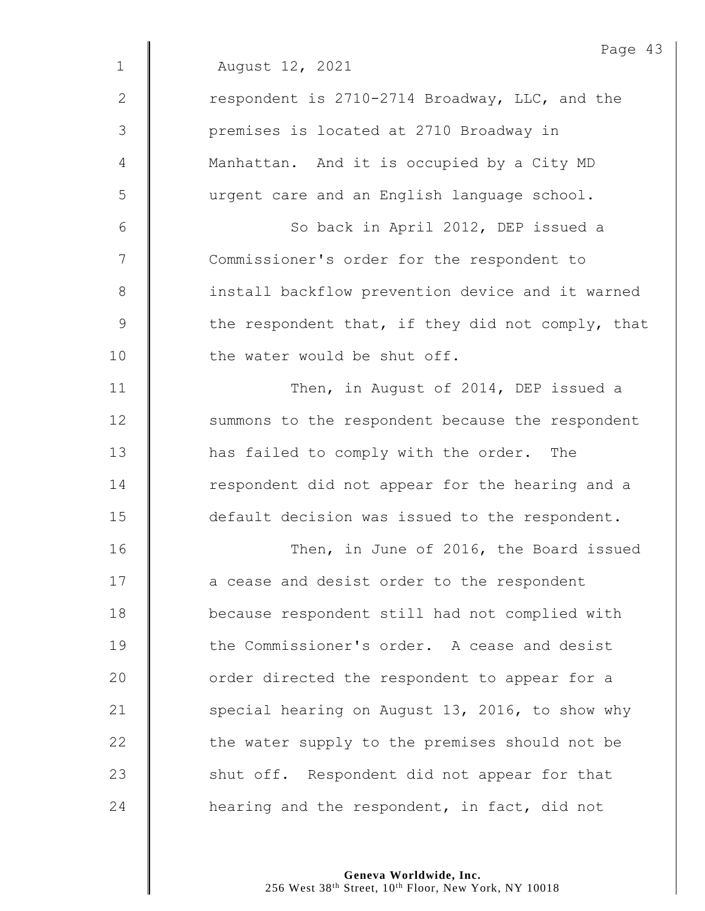August 12, 2021

respondent is 2710-2714 Broadway, LLC, and the premises is located at 2710 Broadway in Manhattan. And it is occupied by a City MD urgent care and an English language school.

So back in April 2012, DEP issued a Commissioner's order for the respondent to install backflow prevention device and it warned the respondent that, if they did not comply, that the water would be shut off.

Then, in August of 2014, DEP issued a summons to the respondent because the respondent has failed to comply with the order. The respondent did not appear for the hearing and a default decision was issued to the respondent.

Then, in June of 2016, the Board issued a cease and desist order to the respondent because respondent still had not complied with the Commissioner's order. A cease and desist order directed the respondent to appear for a special hearing on August 13, 2016, to show why the water supply to the premises should not be shut off. Respondent did not appear for that hearing and the respondent, in fact, did not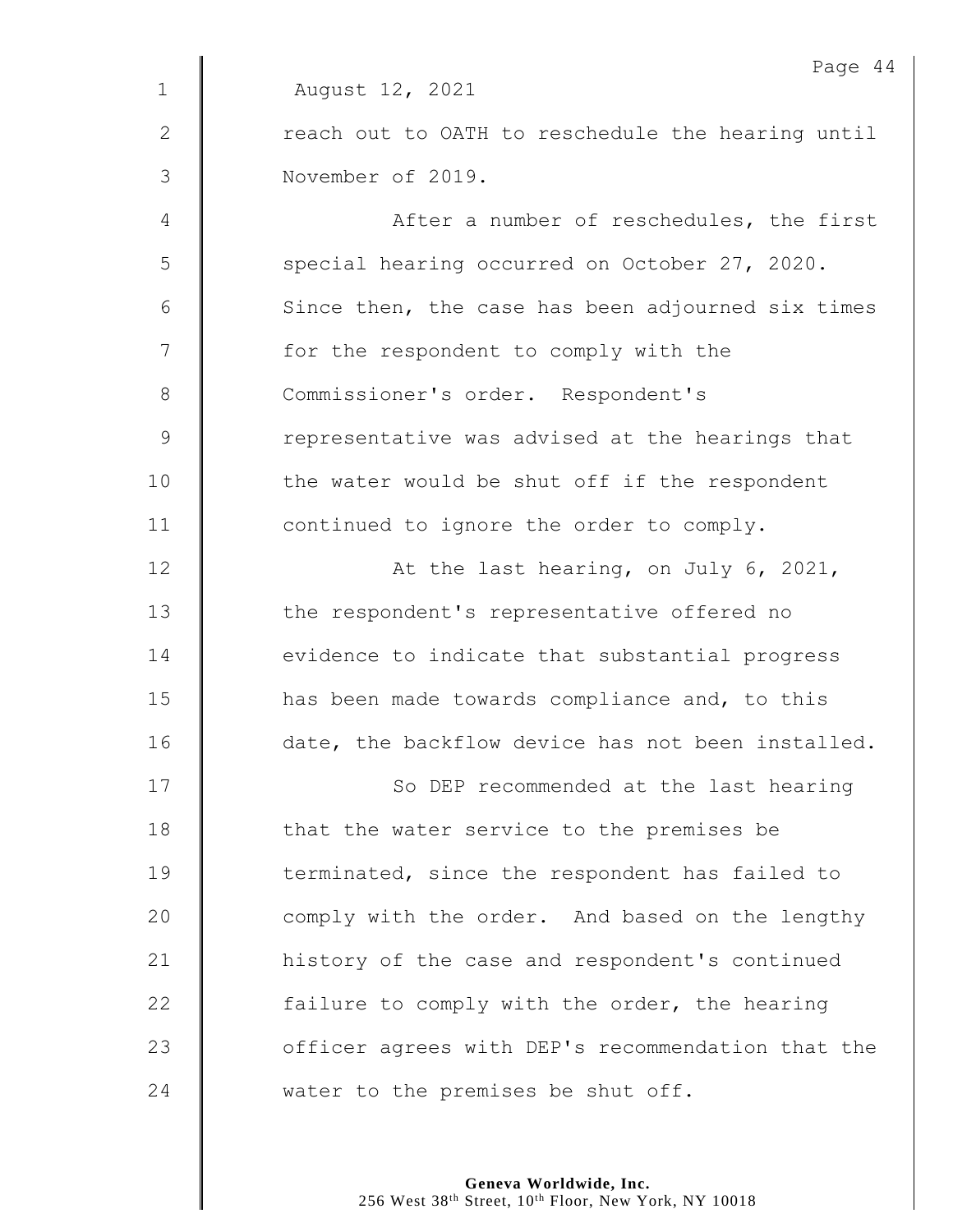August 12, 2021

reach out to OATH to reschedule the hearing until November of 2019.

After a number of reschedules, the first special hearing occurred on October 27, 2020. Since then, the case has been adjourned six times for the respondent to comply with the Commissioner's order. Respondent's representative was advised at the hearings that the water would be shut off if the respondent continued to ignore the order to comply.

At the last hearing, on July 6, 2021, the respondent's representative offered no evidence to indicate that substantial progress has been made towards compliance and, to this date, the backflow device has not been installed.

So DEP recommended at the last hearing that the water service to the premises be terminated, since the respondent has failed to comply with the order. And based on the lengthy history of the case and respondent's continued failure to comply with the order, the hearing officer agrees with DEP's recommendation that the water to the premises be shut off.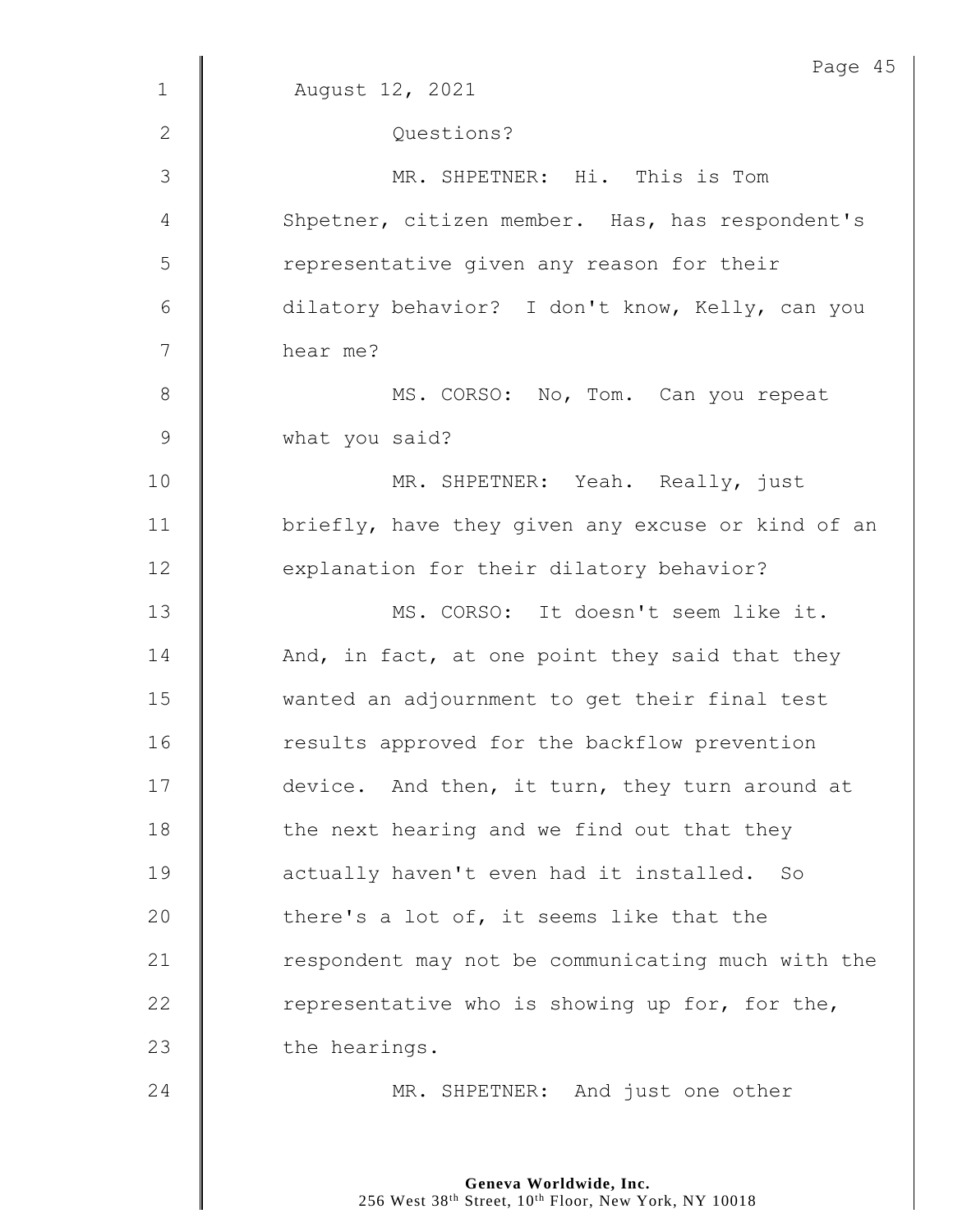August 12, 2021

Questions?

MR. SHPETNER: Hi. This is Tom Shpetner, citizen member. Has, has respondent's representative given any reason for their dilatory behavior? I don't know, Kelly, can you hear me?

MS. CORSO: No, Tom. Can you repeat what you said?

MR. SHPETNER: Yeah. Really, just briefly, have they given any excuse or kind of an explanation for their dilatory behavior?

MS. CORSO: It doesn't seem like it. And, in fact, at one point they said that they wanted an adjournment to get their final test results approved for the backflow prevention device. And then, it turn, they turn around at the next hearing and we find out that they actually haven't even had it installed. So there's a lot of, it seems like that the respondent may not be communicating much with the representative who is showing up for, for the, the hearings.

MR. SHPETNER: And just one other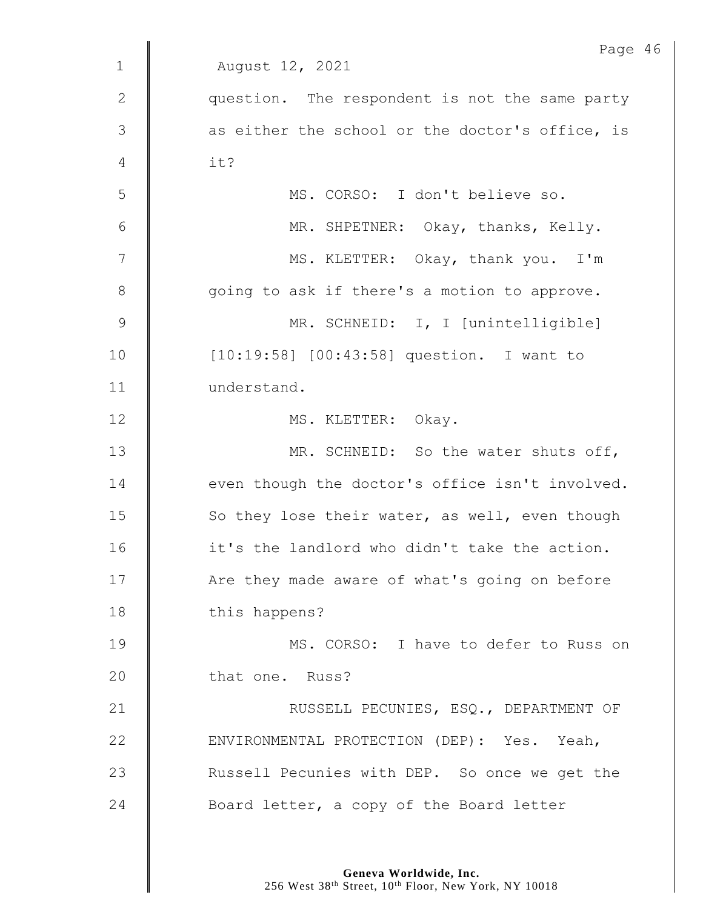August 12, 2021

question. The respondent is not the same party as either the school or the doctor's office, is it?

MS. CORSO: I don't believe so.

MR. SHPETNER: Okay, thanks, Kelly.

MS. KLETTER: Okay, thank you. I'm going to ask if there's a motion to approve.

MR. SCHNEID: I, I [unintelligible] [10:19:58] [00:43:58] question. I want to understand.

MS. KLETTER: Okay.

MR. SCHNEID: So the water shuts off, even though the doctor's office isn't involved. So they lose their water, as well, even though it's the landlord who didn't take the action. Are they made aware of what's going on before this happens?

MS. CORSO: I have to defer to Russ on that one. Russ?

RUSSELL PECUNIES, ESQ., DEPARTMENT OF ENVIRONMENTAL PROTECTION (DEP): Yes. Yeah, Russell Pecunies with DEP. So once we get the Board letter, a copy of the Board letter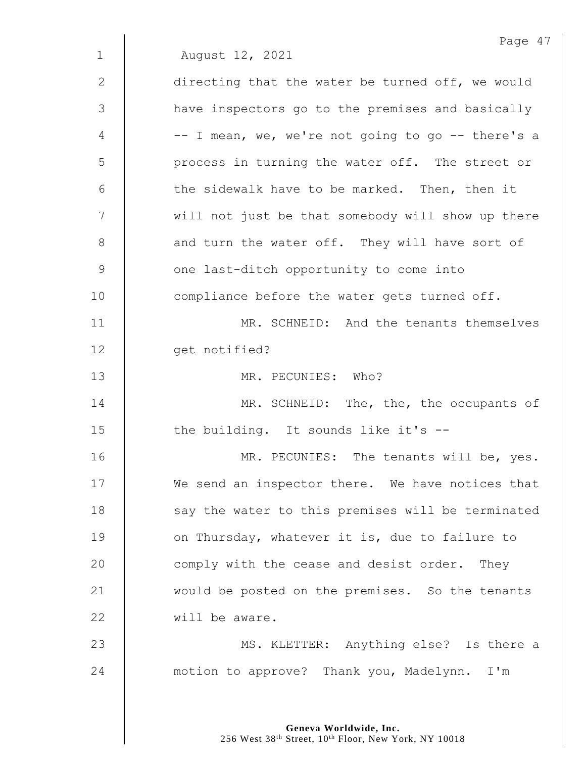August 12, 2021

directing that the water be turned off, we would have inspectors go to the premises and basically -- I mean, we, we're not going to go -- there's a process in turning the water off. The street or the sidewalk have to be marked. Then, then it will not just be that somebody will show up there and turn the water off. They will have sort of one last-ditch opportunity to come into compliance before the water gets turned off.

MR. SCHNEID: And the tenants themselves get notified?

MR. PECUNIES: Who?

MR. SCHNEID: The, the, the occupants of the building. It sounds like it's --

MR. PECUNIES: The tenants will be, yes. We send an inspector there. We have notices that say the water to this premises will be terminated on Thursday, whatever it is, due to failure to comply with the cease and desist order. They would be posted on the premises. So the tenants will be aware.

MS. KLETTER: Anything else? Is there a motion to approve? Thank you, Madelynn. I'm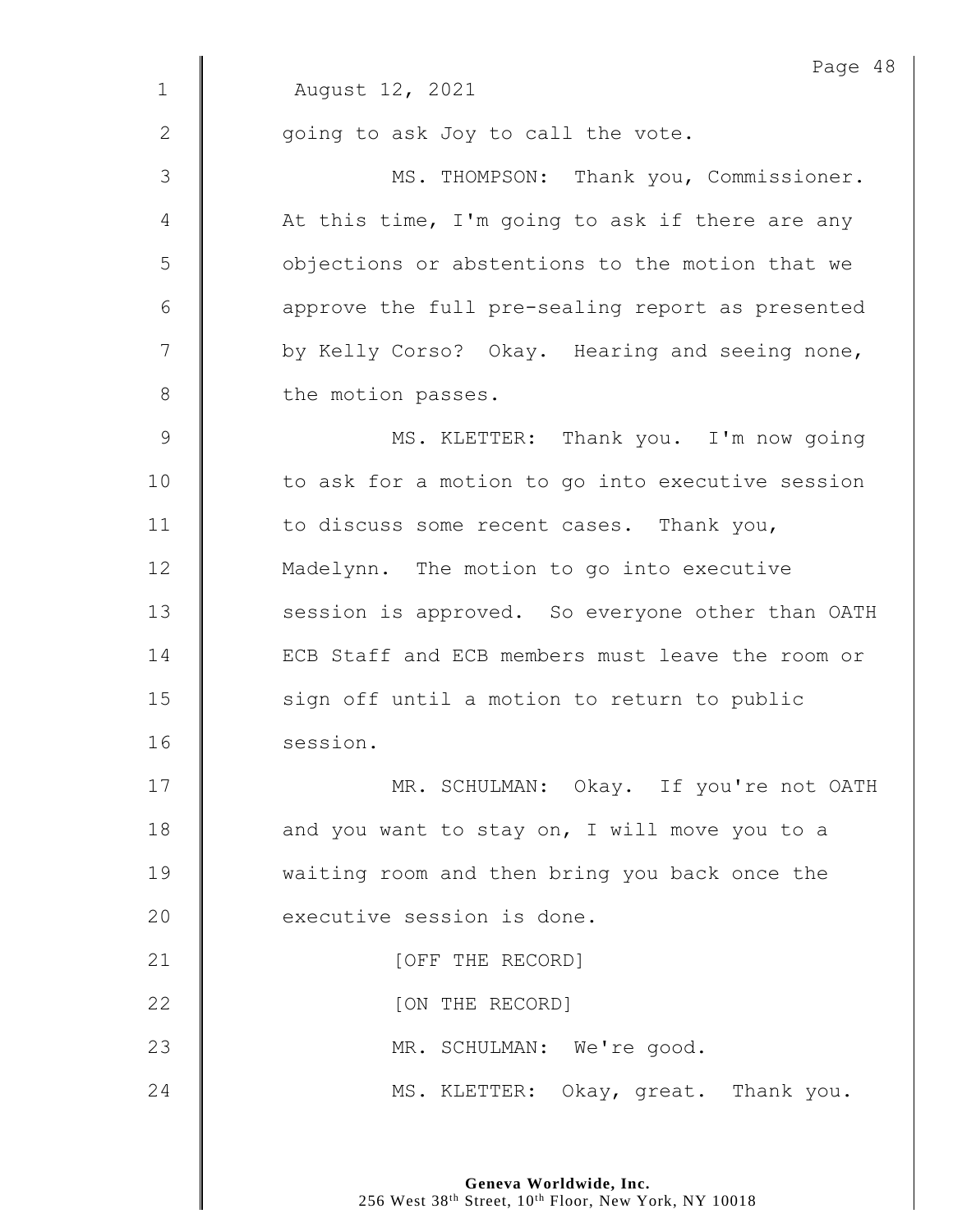August 12, 2021

going to ask Joy to call the vote.

MS. THOMPSON: Thank you, Commissioner. At this time, I'm going to ask if there are any objections or abstentions to the motion that we approve the full pre-sealing report as presented by Kelly Corso? Okay. Hearing and seeing none, the motion passes.

MS. KLETTER: Thank you. I'm now going to ask for a motion to go into executive session to discuss some recent cases. Thank you, Madelynn. The motion to go into executive session is approved. So everyone other than OATH ECB Staff and ECB members must leave the room or sign off until a motion to return to public session.

MR. SCHULMAN: Okay. If you're not OATH and you want to stay on, I will move you to a waiting room and then bring you back once the executive session is done.

[OFF THE RECORD]

[ON THE RECORD]

MR. SCHULMAN: We're good.

MS. KLETTER: Okay, great. Thank you.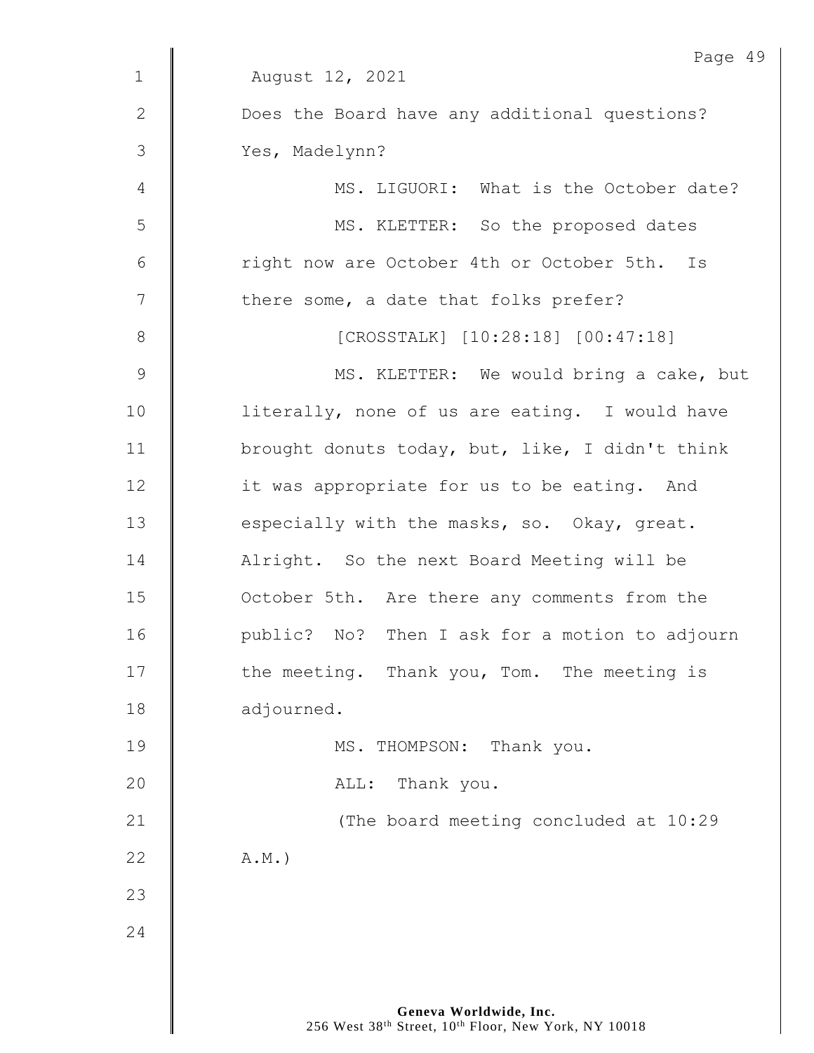August 12, 2021

Does the Board have any additional questions? Yes, Madelynn?

MS. LIGUORI: What is the October date?

MS. KLETTER: So the proposed dates right now are October 4th or October 5th. Is there some, a date that folks prefer?

[CROSSTALK] [10:28:18] [00:47:18]

MS. KLETTER: We would bring a cake, but literally, none of us are eating. I would have brought donuts today, but, like, I didn't think it was appropriate for us to be eating. And especially with the masks, so. Okay, great. Alright. So the next Board Meeting will be October 5th. Are there any comments from the public? No? Then I ask for a motion to adjourn the meeting. Thank you, Tom. The meeting is adjourned.

MS. THOMPSON: Thank you.

ALL: Thank you.

(The board meeting concluded at 10:29 A.M.)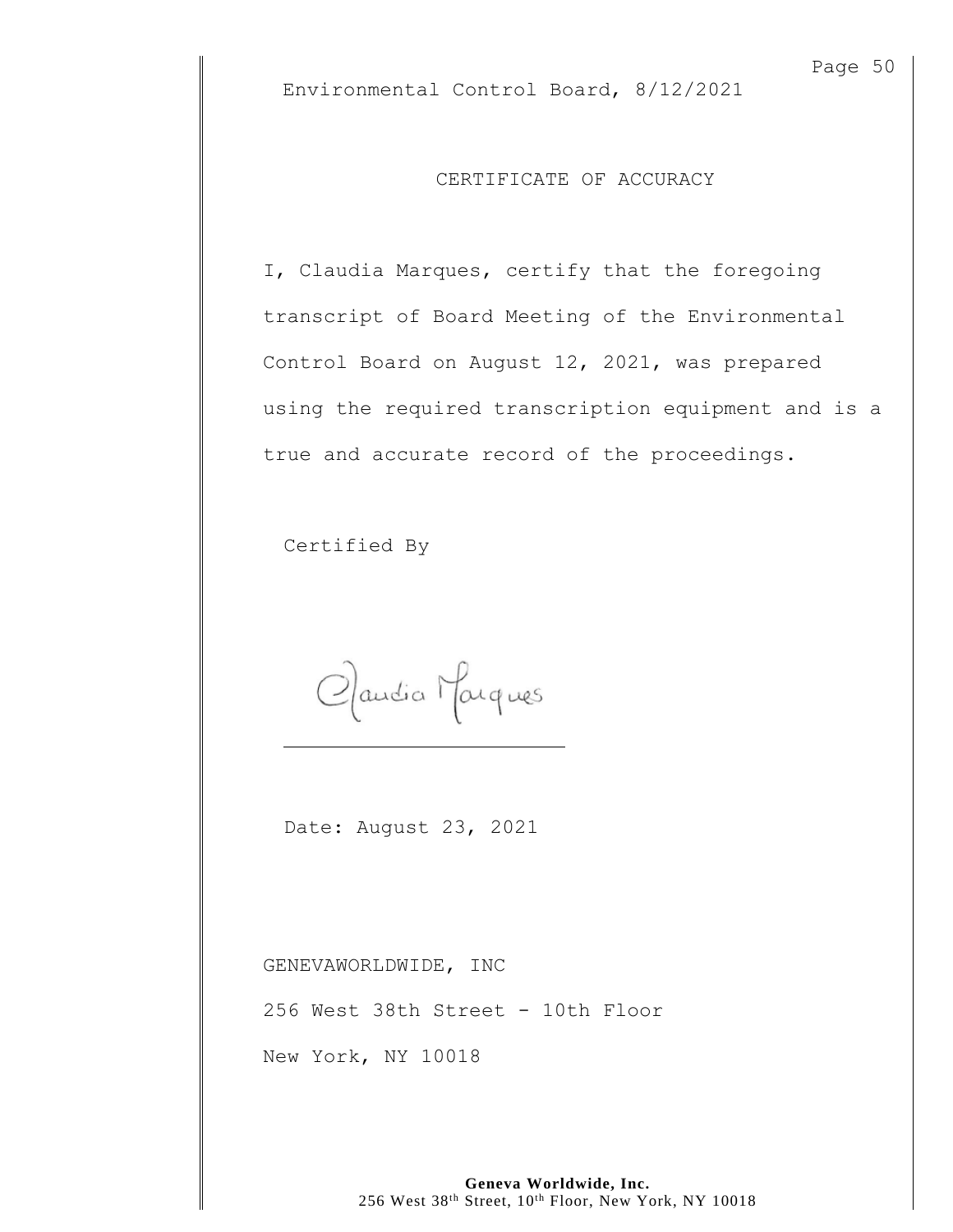# CERTIFICATE OF ACCURACY

I, Claudia Marques, certify that the foregoing transcript of Board Meeting of the Environmental Control Board on August 12, 2021, was prepared using the required transcription equipment and is a true and accurate record of the proceedings.

Certified By

Claudia Marques

\_\_\_\_\_\_\_\_\_\_\_\_\_\_\_\_\_\_\_\_\_\_\_\_\_\_\_\_

Date: August 23, 2021

GENEVAWORLDWIDE, INC

256 West 38th Street - 10th Floor

New York, NY 10018